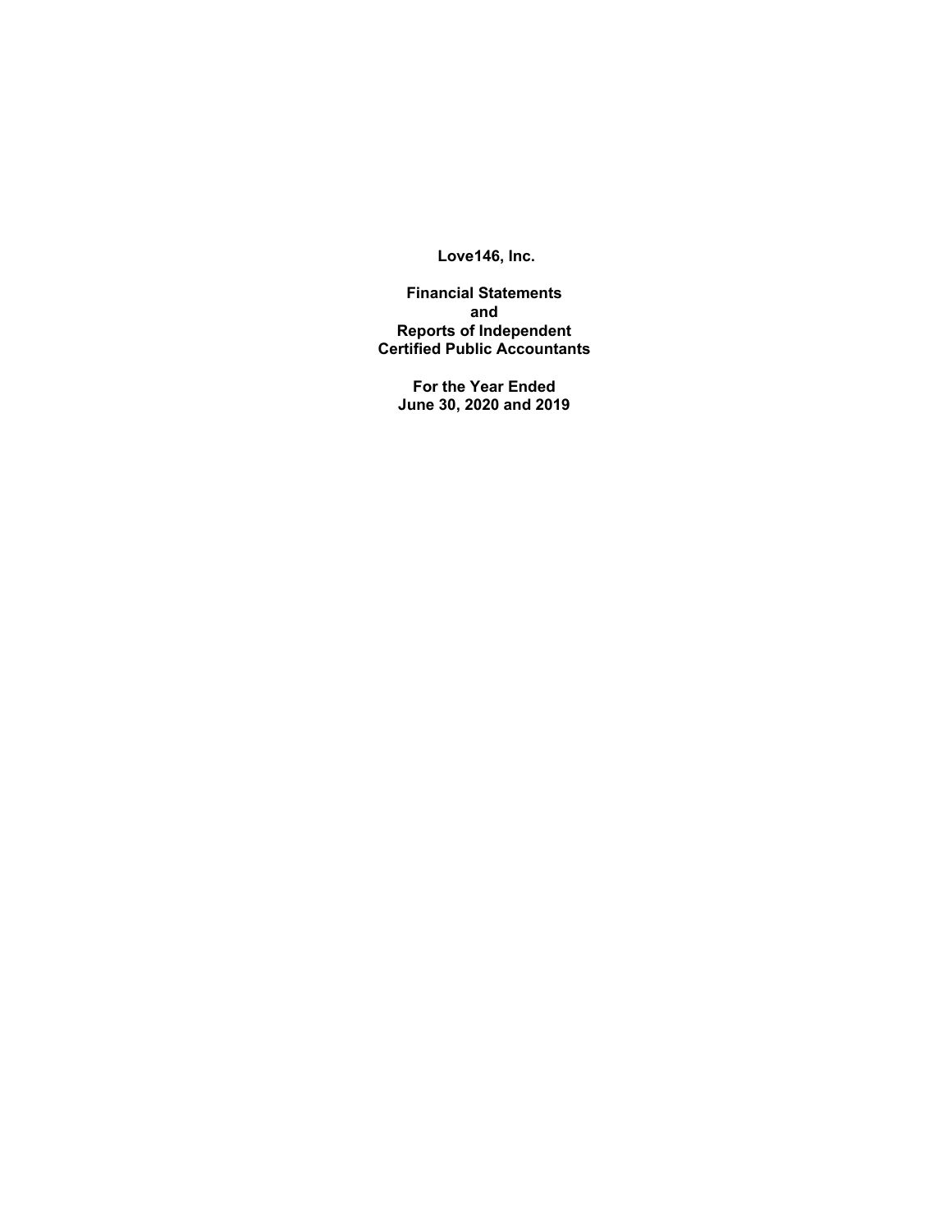**Love146, Inc.**

**Financial Statements**
**and**
**Reports of Independent**
**Certified Public Accountants**

**For the Year Ended**
**June 30, 2020 and 2019**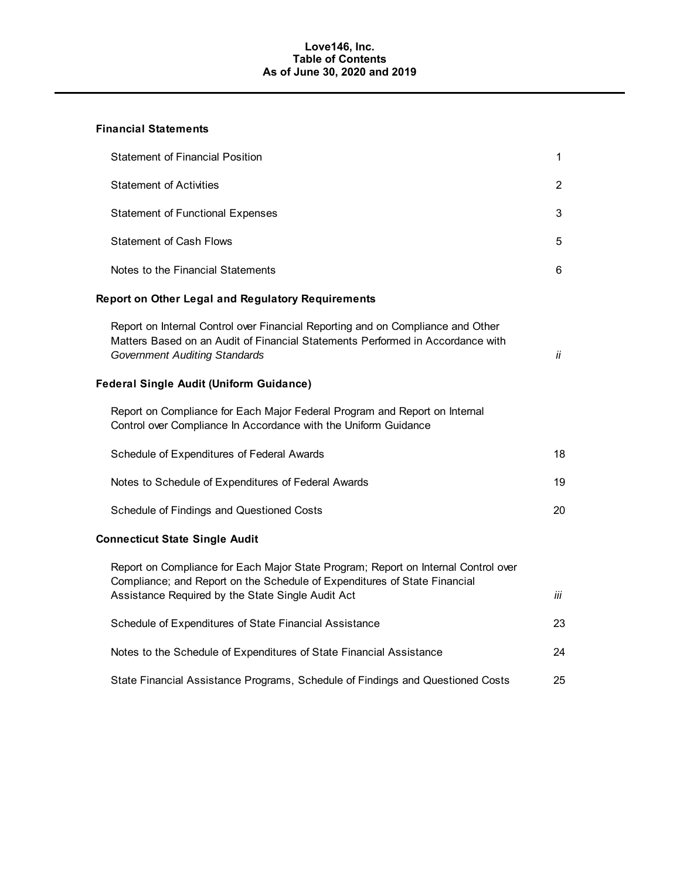# Love146, Inc.
## Table of Contents
### As of June 30, 2020 and 2019

**Financial Statements**

| | |
|---|---|
| Statement of Financial Position | 1 |
| Statement of Activities | 2 |
| Statement of Functional Expenses | 3 |
| Statement of Cash Flows | 5 |
| Notes to the Financial Statements | 6 |

**Report on Other Legal and Regulatory Requirements**

| | |
|---|---|
| Report on Internal Control over Financial Reporting and on Compliance and Other Matters Based on an Audit of Financial Statements Performed in Accordance with *Government Auditing Standards* | *ii* |

**Federal Single Audit (Uniform Guidance)**

| | |
|---|---|
| Report on Compliance for Each Major Federal Program and Report on Internal Control over Compliance In Accordance with the Uniform Guidance | |
| Schedule of Expenditures of Federal Awards | 18 |
| Notes to Schedule of Expenditures of Federal Awards | 19 |
| Schedule of Findings and Questioned Costs | 20 |

**Connecticut State Single Audit**

| | |
|---|---|
| Report on Compliance for Each Major State Program; Report on Internal Control over Compliance; and Report on the Schedule of Expenditures of State Financial Assistance Required by the State Single Audit Act | *iii* |
| Schedule of Expenditures of State Financial Assistance | 23 |
| Notes to the Schedule of Expenditures of State Financial Assistance | 24 |
| State Financial Assistance Programs, Schedule of Findings and Questioned Costs | 25 |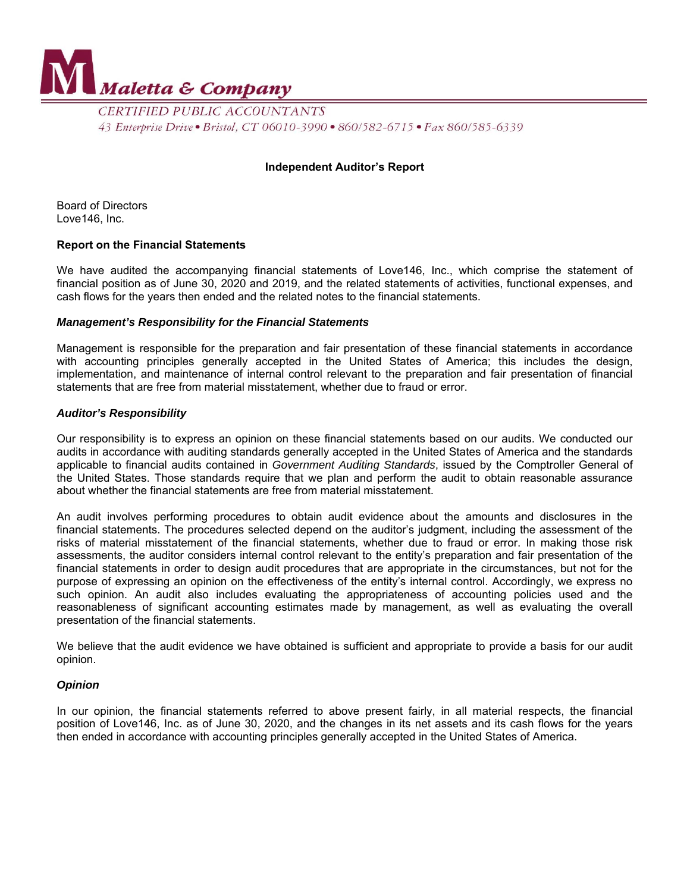# Maletta & Company

CERTIFIED PUBLIC ACCOUNTANTS

43 Enterprise Drive • Bristol, CT 06010-3990 • 860/582-6715 • Fax 860/585-6339

## Independent Auditor's Report

Board of Directors
Love146, Inc.

### Report on the Financial Statements

We have audited the accompanying financial statements of Love146, Inc., which comprise the statement of financial position as of June 30, 2020 and 2019, and the related statements of activities, functional expenses, and cash flows for the years then ended and the related notes to the financial statements.

#### *Management's Responsibility for the Financial Statements*

Management is responsible for the preparation and fair presentation of these financial statements in accordance with accounting principles generally accepted in the United States of America; this includes the design, implementation, and maintenance of internal control relevant to the preparation and fair presentation of financial statements that are free from material misstatement, whether due to fraud or error.

#### *Auditor's Responsibility*

Our responsibility is to express an opinion on these financial statements based on our audits. We conducted our audits in accordance with auditing standards generally accepted in the United States of America and the standards applicable to financial audits contained in *Government Auditing Standards*, issued by the Comptroller General of the United States. Those standards require that we plan and perform the audit to obtain reasonable assurance about whether the financial statements are free from material misstatement.

An audit involves performing procedures to obtain audit evidence about the amounts and disclosures in the financial statements. The procedures selected depend on the auditor's judgment, including the assessment of the risks of material misstatement of the financial statements, whether due to fraud or error. In making those risk assessments, the auditor considers internal control relevant to the entity's preparation and fair presentation of the financial statements in order to design audit procedures that are appropriate in the circumstances, but not for the purpose of expressing an opinion on the effectiveness of the entity's internal control. Accordingly, we express no such opinion. An audit also includes evaluating the appropriateness of accounting policies used and the reasonableness of significant accounting estimates made by management, as well as evaluating the overall presentation of the financial statements.

We believe that the audit evidence we have obtained is sufficient and appropriate to provide a basis for our audit opinion.

#### *Opinion*

In our opinion, the financial statements referred to above present fairly, in all material respects, the financial position of Love146, Inc. as of June 30, 2020, and the changes in its net assets and its cash flows for the years then ended in accordance with accounting principles generally accepted in the United States of America.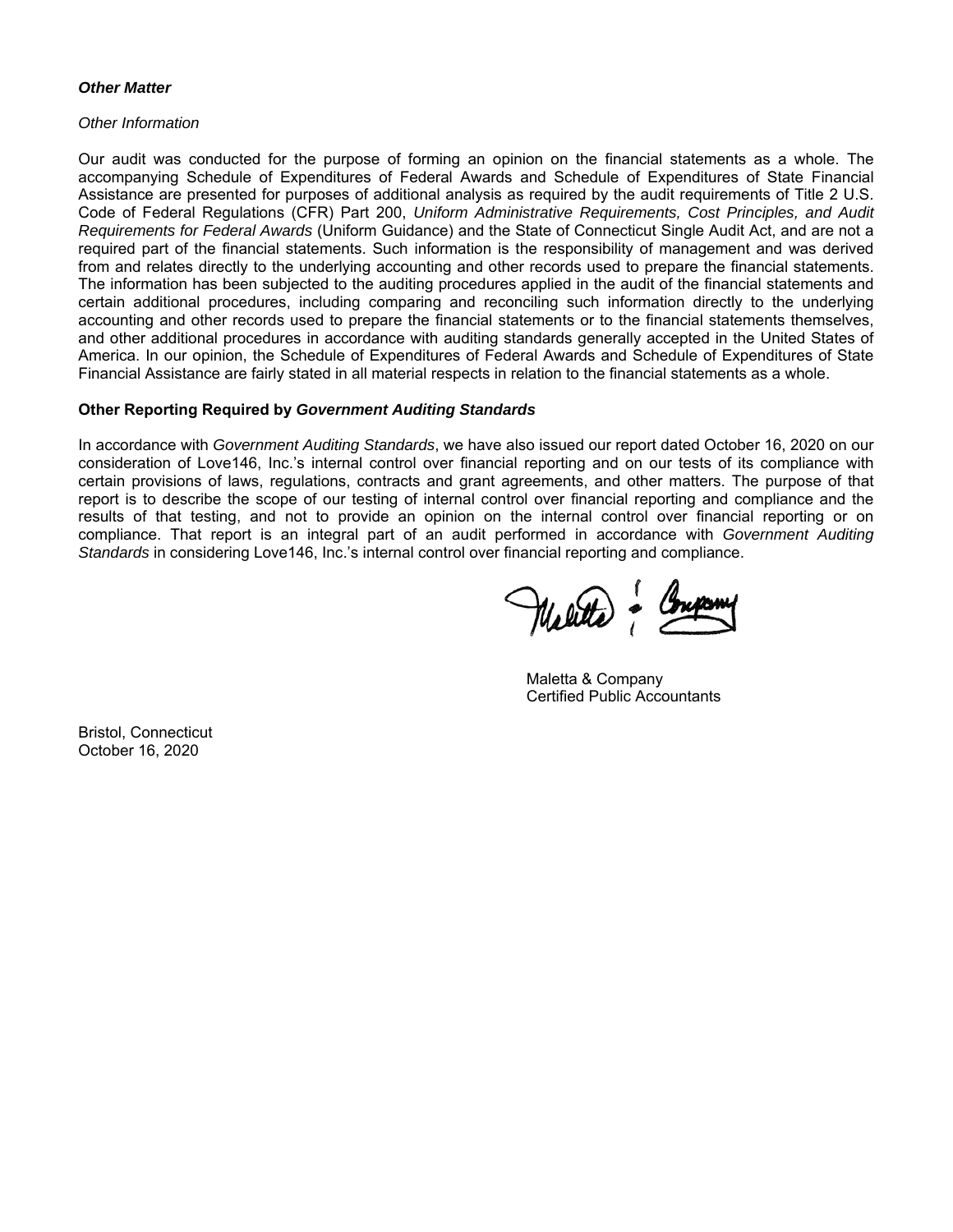***Other Matter***

*Other Information*

Our audit was conducted for the purpose of forming an opinion on the financial statements as a whole. The accompanying Schedule of Expenditures of Federal Awards and Schedule of Expenditures of State Financial Assistance are presented for purposes of additional analysis as required by the audit requirements of Title 2 U.S. Code of Federal Regulations (CFR) Part 200, *Uniform Administrative Requirements, Cost Principles, and Audit Requirements for Federal Awards* (Uniform Guidance) and the State of Connecticut Single Audit Act, and are not a required part of the financial statements. Such information is the responsibility of management and was derived from and relates directly to the underlying accounting and other records used to prepare the financial statements. The information has been subjected to the auditing procedures applied in the audit of the financial statements and certain additional procedures, including comparing and reconciling such information directly to the underlying accounting and other records used to prepare the financial statements or to the financial statements themselves, and other additional procedures in accordance with auditing standards generally accepted in the United States of America. In our opinion, the Schedule of Expenditures of Federal Awards and Schedule of Expenditures of State Financial Assistance are fairly stated in all material respects in relation to the financial statements as a whole.

**Other Reporting Required by *Government Auditing Standards***

In accordance with *Government Auditing Standards*, we have also issued our report dated October 16, 2020 on our consideration of Love146, Inc.'s internal control over financial reporting and on our tests of its compliance with certain provisions of laws, regulations, contracts and grant agreements, and other matters. The purpose of that report is to describe the scope of our testing of internal control over financial reporting and compliance and the results of that testing, and not to provide an opinion on the internal control over financial reporting or on compliance. That report is an integral part of an audit performed in accordance with *Government Auditing Standards* in considering Love146, Inc.'s internal control over financial reporting and compliance.

Maletta & Company
Certified Public Accountants

Bristol, Connecticut
October 16, 2020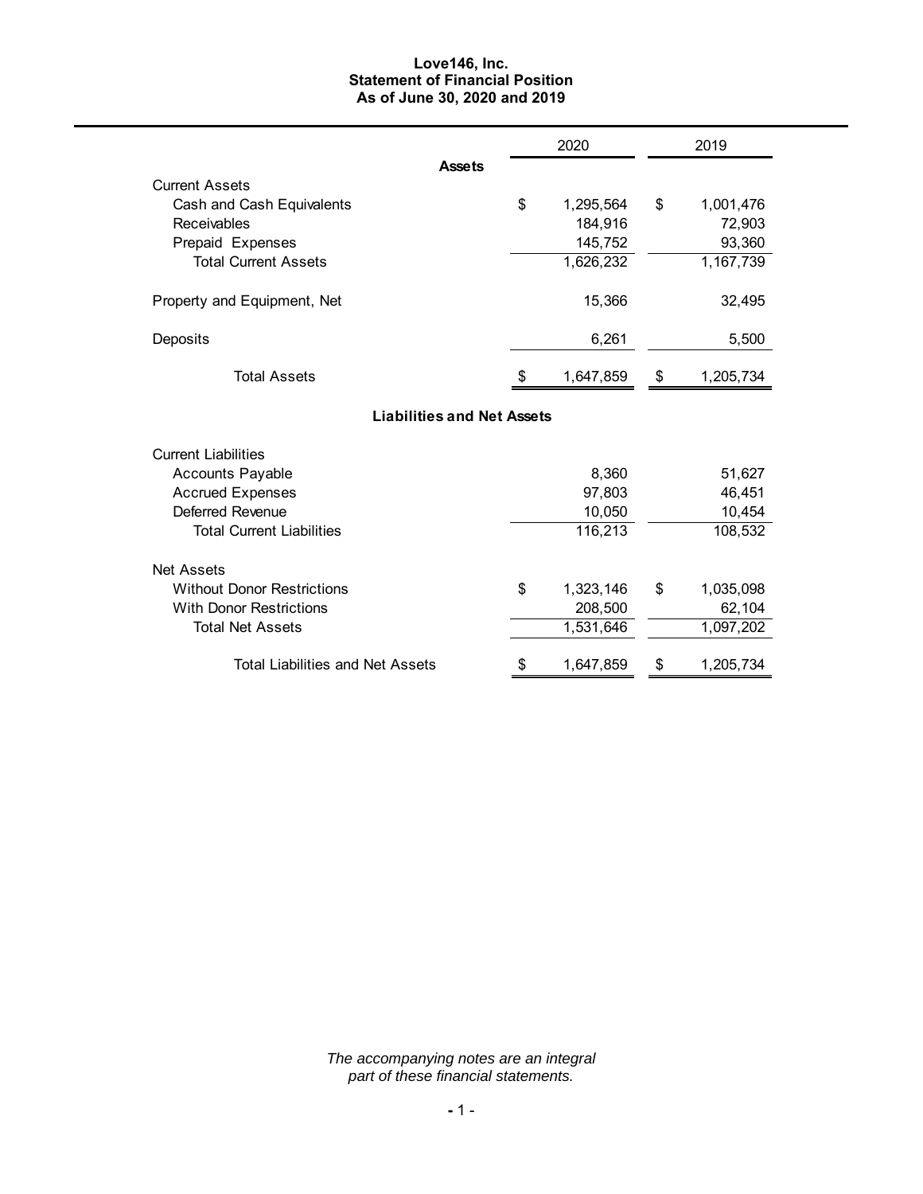# Love146, Inc.
## Statement of Financial Position
### As of June 30, 2020 and 2019

| | 2020 | 2019 |
|---|---|---|
| **Assets** | | |
| Current Assets | | |
| Cash and Cash Equivalents | $ 1,295,564 | $ 1,001,476 |
| Receivables | 184,916 | 72,903 |
| Prepaid Expenses | 145,752 | 93,360 |
| Total Current Assets | 1,626,232 | 1,167,739 |
| Property and Equipment, Net | 15,366 | 32,495 |
| Deposits | 6,261 | 5,500 |
| Total Assets | $ 1,647,859 | $ 1,205,734 |
| **Liabilities and Net Assets** | | |
| Current Liabilities | | |
| Accounts Payable | 8,360 | 51,627 |
| Accrued Expenses | 97,803 | 46,451 |
| Deferred Revenue | 10,050 | 10,454 |
| Total Current Liabilities | 116,213 | 108,532 |
| Net Assets | | |
| Without Donor Restrictions | $ 1,323,146 | $ 1,035,098 |
| With Donor Restrictions | 208,500 | 62,104 |
| Total Net Assets | 1,531,646 | 1,097,202 |
| Total Liabilities and Net Assets | $ 1,647,859 | $ 1,205,734 |

*The accompanying notes are an integral part of these financial statements.*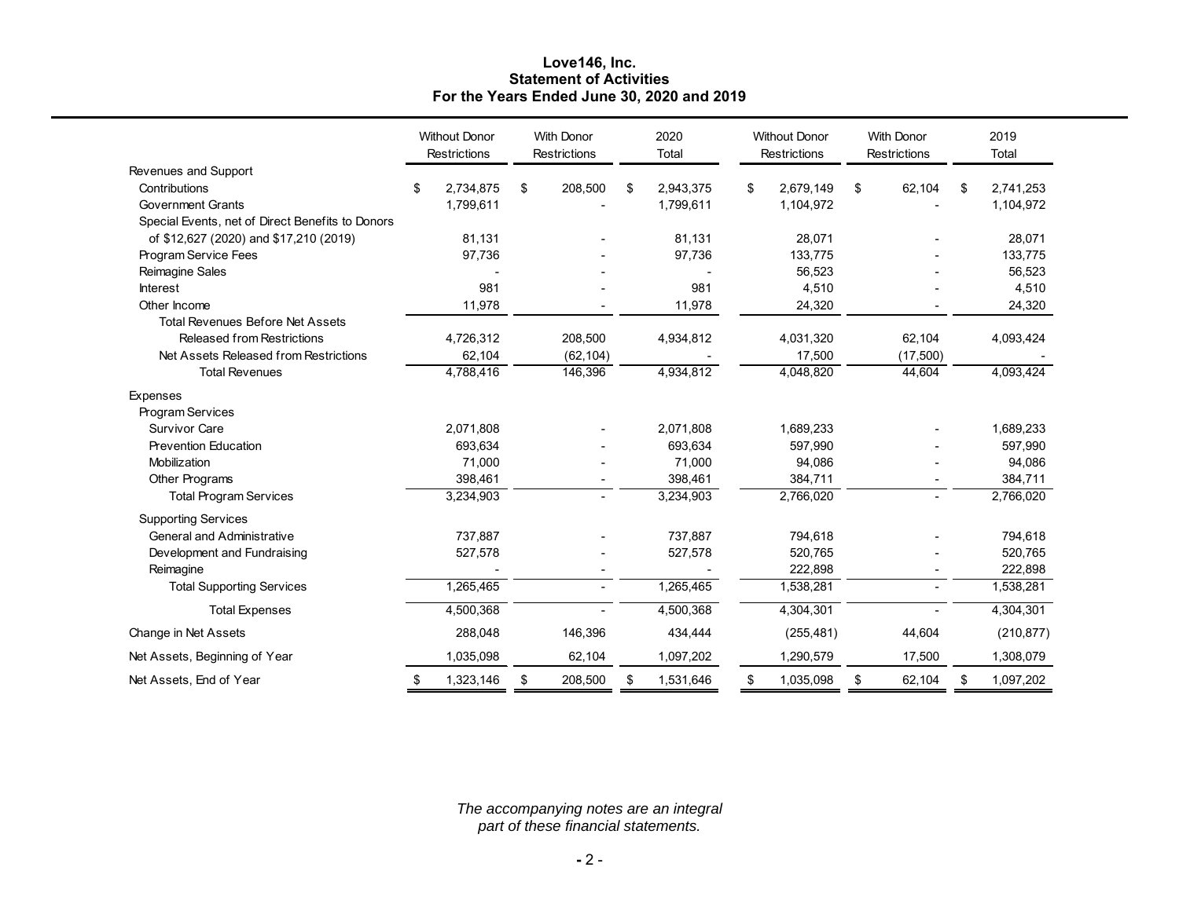# Love146, Inc.
## Statement of Activities
### For the Years Ended June 30, 2020 and 2019

| | Without Donor Restrictions | With Donor Restrictions | 2020 Total | Without Donor Restrictions | With Donor Restrictions | 2019 Total |
|---|---|---|---|---|---|---|
| **Revenues and Support** | | | | | | |
| Contributions | $ 2,734,875 | $ 208,500 | $ 2,943,375 | $ 2,679,149 | $ 62,104 | $ 2,741,253 |
| Government Grants | 1,799,611 | - | 1,799,611 | 1,104,972 | - | 1,104,972 |
| Special Events, net of Direct Benefits to Donors of $12,627 (2020) and $17,210 (2019) | 81,131 | - | 81,131 | 28,071 | - | 28,071 |
| Program Service Fees | 97,736 | - | 97,736 | 133,775 | - | 133,775 |
| Reimagine Sales | - | - | - | 56,523 | - | 56,523 |
| Interest | 981 | - | 981 | 4,510 | - | 4,510 |
| Other Income | 11,978 | - | 11,978 | 24,320 | - | 24,320 |
| Total Revenues Before Net Assets Released from Restrictions | 4,726,312 | 208,500 | 4,934,812 | 4,031,320 | 62,104 | 4,093,424 |
| Net Assets Released from Restrictions | 62,104 | (62,104) | - | 17,500 | (17,500) | - |
| Total Revenues | 4,788,416 | 146,396 | 4,934,812 | 4,048,820 | 44,604 | 4,093,424 |
| **Expenses** | | | | | | |
| Program Services | | | | | | |
| Survivor Care | 2,071,808 | - | 2,071,808 | 1,689,233 | - | 1,689,233 |
| Prevention Education | 693,634 | - | 693,634 | 597,990 | - | 597,990 |
| Mobilization | 71,000 | - | 71,000 | 94,086 | - | 94,086 |
| Other Programs | 398,461 | - | 398,461 | 384,711 | - | 384,711 |
| Total Program Services | 3,234,903 | - | 3,234,903 | 2,766,020 | - | 2,766,020 |
| Supporting Services | | | | | | |
| General and Administrative | 737,887 | - | 737,887 | 794,618 | - | 794,618 |
| Development and Fundraising | 527,578 | - | 527,578 | 520,765 | - | 520,765 |
| Reimagine | - | - | - | 222,898 | - | 222,898 |
| Total Supporting Services | 1,265,465 | - | 1,265,465 | 1,538,281 | - | 1,538,281 |
| Total Expenses | 4,500,368 | - | 4,500,368 | 4,304,301 | - | 4,304,301 |
| Change in Net Assets | 288,048 | 146,396 | 434,444 | (255,481) | 44,604 | (210,877) |
| Net Assets, Beginning of Year | 1,035,098 | 62,104 | 1,097,202 | 1,290,579 | 17,500 | 1,308,079 |
| Net Assets, End of Year | $ 1,323,146 | $ 208,500 | $ 1,531,646 | $ 1,035,098 | $ 62,104 | $ 1,097,202 |

*The accompanying notes are an integral part of these financial statements.*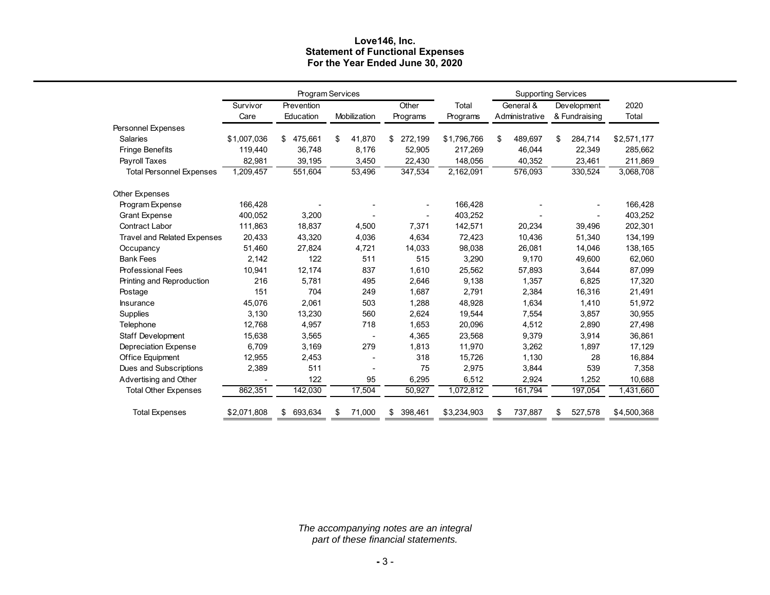**Love146, Inc.**
**Statement of Functional Expenses**
**For the Year Ended June 30, 2020**

| | Program Services | | | | | Supporting Services | | |
|---|---|---|---|---|---|---|---|---|
| | Survivor Care | Prevention Education | Mobilization | Other Programs | Total Programs | General & Administrative | Development & Fundraising | 2020 Total |
| Personnel Expenses | | | | | | | | |
| Salaries | $1,007,036 | $ 475,661 | $ 41,870 | $ 272,199 | $1,796,766 | $ 489,697 | $ 284,714 | $2,571,177 |
| Fringe Benefits | 119,440 | 36,748 | 8,176 | 52,905 | 217,269 | 46,044 | 22,349 | 285,662 |
| Payroll Taxes | 82,981 | 39,195 | 3,450 | 22,430 | 148,056 | 40,352 | 23,461 | 211,869 |
| Total Personnel Expenses | 1,209,457 | 551,604 | 53,496 | 347,534 | 2,162,091 | 576,093 | 330,524 | 3,068,708 |
| Other Expenses | | | | | | | | |
| Program Expense | 166,428 | - | - | - | 166,428 | - | - | 166,428 |
| Grant Expense | 400,052 | 3,200 | - | - | 403,252 | - | - | 403,252 |
| Contract Labor | 111,863 | 18,837 | 4,500 | 7,371 | 142,571 | 20,234 | 39,496 | 202,301 |
| Travel and Related Expenses | 20,433 | 43,320 | 4,036 | 4,634 | 72,423 | 10,436 | 51,340 | 134,199 |
| Occupancy | 51,460 | 27,824 | 4,721 | 14,033 | 98,038 | 26,081 | 14,046 | 138,165 |
| Bank Fees | 2,142 | 122 | 511 | 515 | 3,290 | 9,170 | 49,600 | 62,060 |
| Professional Fees | 10,941 | 12,174 | 837 | 1,610 | 25,562 | 57,893 | 3,644 | 87,099 |
| Printing and Reproduction | 216 | 5,781 | 495 | 2,646 | 9,138 | 1,357 | 6,825 | 17,320 |
| Postage | 151 | 704 | 249 | 1,687 | 2,791 | 2,384 | 16,316 | 21,491 |
| Insurance | 45,076 | 2,061 | 503 | 1,288 | 48,928 | 1,634 | 1,410 | 51,972 |
| Supplies | 3,130 | 13,230 | 560 | 2,624 | 19,544 | 7,554 | 3,857 | 30,955 |
| Telephone | 12,768 | 4,957 | 718 | 1,653 | 20,096 | 4,512 | 2,890 | 27,498 |
| Staff Development | 15,638 | 3,565 | - | 4,365 | 23,568 | 9,379 | 3,914 | 36,861 |
| Depreciation Expense | 6,709 | 3,169 | 279 | 1,813 | 11,970 | 3,262 | 1,897 | 17,129 |
| Office Equipment | 12,955 | 2,453 | - | 318 | 15,726 | 1,130 | 28 | 16,884 |
| Dues and Subscriptions | 2,389 | 511 | - | 75 | 2,975 | 3,844 | 539 | 7,358 |
| Advertising and Other | - | 122 | 95 | 6,295 | 6,512 | 2,924 | 1,252 | 10,688 |
| Total Other Expenses | 862,351 | 142,030 | 17,504 | 50,927 | 1,072,812 | 161,794 | 197,054 | 1,431,660 |
| Total Expenses | $2,071,808 | $ 693,634 | $ 71,000 | $ 398,461 | $3,234,903 | $ 737,887 | $ 527,578 | $4,500,368 |

*The accompanying notes are an integral part of these financial statements.*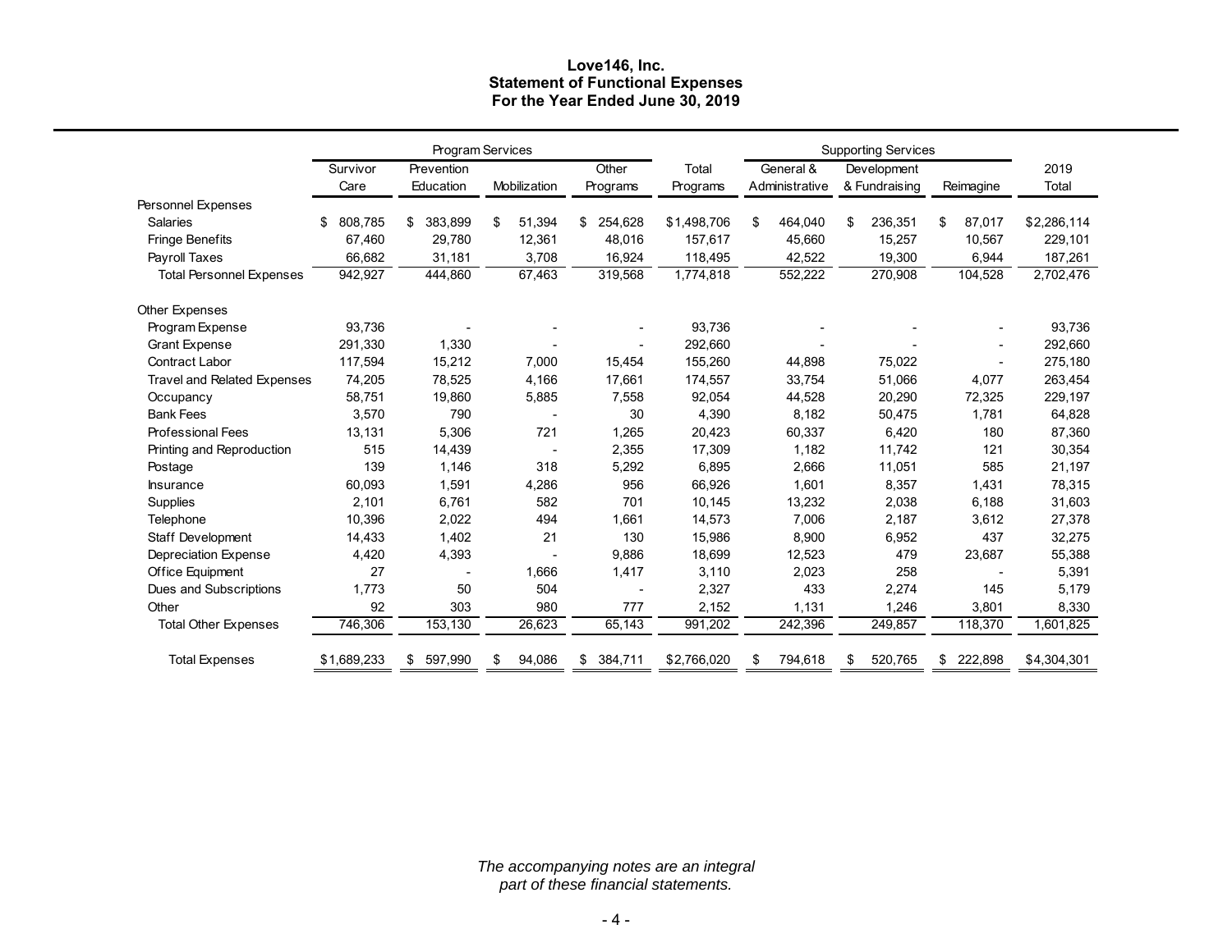**Love146, Inc.**
**Statement of Functional Expenses**
**For the Year Ended June 30, 2019**

| | Program Services | | | | | Supporting Services | | | |
|---|---|---|---|---|---|---|---|---|---|
| | Survivor Care | Prevention Education | Mobilization | Other Programs | Total Programs | General & Administrative | Development & Fundraising | Reimagine | 2019 Total |
| **Personnel Expenses** | | | | | | | | | |
| Salaries | $ 808,785 | $ 383,899 | $ 51,394 | $ 254,628 | $1,498,706 | $ 464,040 | $ 236,351 | $ 87,017 | $2,286,114 |
| Fringe Benefits | 67,460 | 29,780 | 12,361 | 48,016 | 157,617 | 45,660 | 15,257 | 10,567 | 229,101 |
| Payroll Taxes | 66,682 | 31,181 | 3,708 | 16,924 | 118,495 | 42,522 | 19,300 | 6,944 | 187,261 |
| Total Personnel Expenses | 942,927 | 444,860 | 67,463 | 319,568 | 1,774,818 | 552,222 | 270,908 | 104,528 | 2,702,476 |
| **Other Expenses** | | | | | | | | | |
| Program Expense | 93,736 | - | - | - | 93,736 | - | - | - | 93,736 |
| Grant Expense | 291,330 | 1,330 | - | - | 292,660 | - | - | - | 292,660 |
| Contract Labor | 117,594 | 15,212 | 7,000 | 15,454 | 155,260 | 44,898 | 75,022 | - | 275,180 |
| Travel and Related Expenses | 74,205 | 78,525 | 4,166 | 17,661 | 174,557 | 33,754 | 51,066 | 4,077 | 263,454 |
| Occupancy | 58,751 | 19,860 | 5,885 | 7,558 | 92,054 | 44,528 | 20,290 | 72,325 | 229,197 |
| Bank Fees | 3,570 | 790 | - | 30 | 4,390 | 8,182 | 50,475 | 1,781 | 64,828 |
| Professional Fees | 13,131 | 5,306 | 721 | 1,265 | 20,423 | 60,337 | 6,420 | 180 | 87,360 |
| Printing and Reproduction | 515 | 14,439 | - | 2,355 | 17,309 | 1,182 | 11,742 | 121 | 30,354 |
| Postage | 139 | 1,146 | 318 | 5,292 | 6,895 | 2,666 | 11,051 | 585 | 21,197 |
| Insurance | 60,093 | 1,591 | 4,286 | 956 | 66,926 | 1,601 | 8,357 | 1,431 | 78,315 |
| Supplies | 2,101 | 6,761 | 582 | 701 | 10,145 | 13,232 | 2,038 | 6,188 | 31,603 |
| Telephone | 10,396 | 2,022 | 494 | 1,661 | 14,573 | 7,006 | 2,187 | 3,612 | 27,378 |
| Staff Development | 14,433 | 1,402 | 21 | 130 | 15,986 | 8,900 | 6,952 | 437 | 32,275 |
| Depreciation Expense | 4,420 | 4,393 | - | 9,886 | 18,699 | 12,523 | 479 | 23,687 | 55,388 |
| Office Equipment | 27 | - | 1,666 | 1,417 | 3,110 | 2,023 | 258 | - | 5,391 |
| Dues and Subscriptions | 1,773 | 50 | 504 | - | 2,327 | 433 | 2,274 | 145 | 5,179 |
| Other | 92 | 303 | 980 | 777 | 2,152 | 1,131 | 1,246 | 3,801 | 8,330 |
| Total Other Expenses | 746,306 | 153,130 | 26,623 | 65,143 | 991,202 | 242,396 | 249,857 | 118,370 | 1,601,825 |
| Total Expenses | $1,689,233 | $ 597,990 | $ 94,086 | $ 384,711 | $2,766,020 | $ 794,618 | $ 520,765 | $ 222,898 | $4,304,301 |

*The accompanying notes are an integral part of these financial statements.*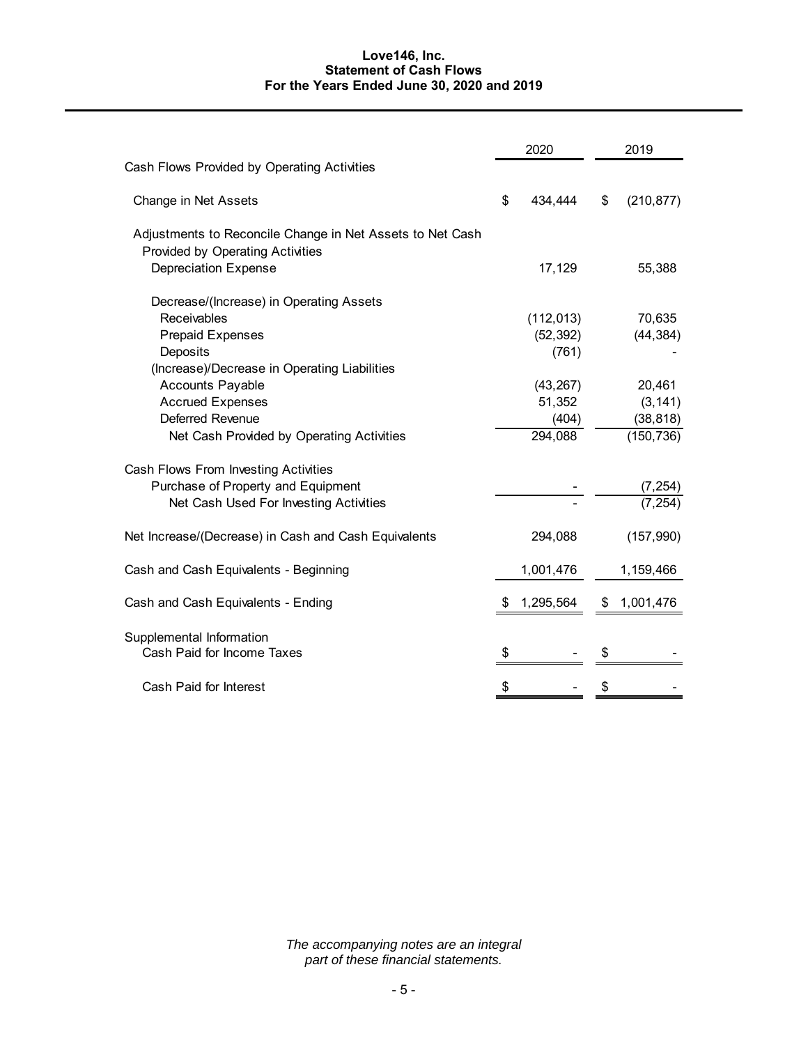# Love146, Inc.
## Statement of Cash Flows
### For the Years Ended June 30, 2020 and 2019

| | 2020 | 2019 |
|---|---|---|
| **Cash Flows Provided by Operating Activities** | | |
| Change in Net Assets | $ 434,444 | $ (210,877) |
| Adjustments to Reconcile Change in Net Assets to Net Cash Provided by Operating Activities | | |
| Depreciation Expense | 17,129 | 55,388 |
| Decrease/(Increase) in Operating Assets | | |
| Receivables | (112,013) | 70,635 |
| Prepaid Expenses | (52,392) | (44,384) |
| Deposits | (761) | - |
| (Increase)/Decrease in Operating Liabilities | | |
| Accounts Payable | (43,267) | 20,461 |
| Accrued Expenses | 51,352 | (3,141) |
| Deferred Revenue | (404) | (38,818) |
| Net Cash Provided by Operating Activities | 294,088 | (150,736) |
| **Cash Flows From Investing Activities** | | |
| Purchase of Property and Equipment | - | (7,254) |
| Net Cash Used For Investing Activities | - | (7,254) |
| Net Increase/(Decrease) in Cash and Cash Equivalents | 294,088 | (157,990) |
| Cash and Cash Equivalents - Beginning | 1,001,476 | 1,159,466 |
| Cash and Cash Equivalents - Ending | $ 1,295,564 | $ 1,001,476 |
| **Supplemental Information** | | |
| Cash Paid for Income Taxes | $ - | $ - |
| Cash Paid for Interest | $ - | $ - |

*The accompanying notes are an integral part of these financial statements.*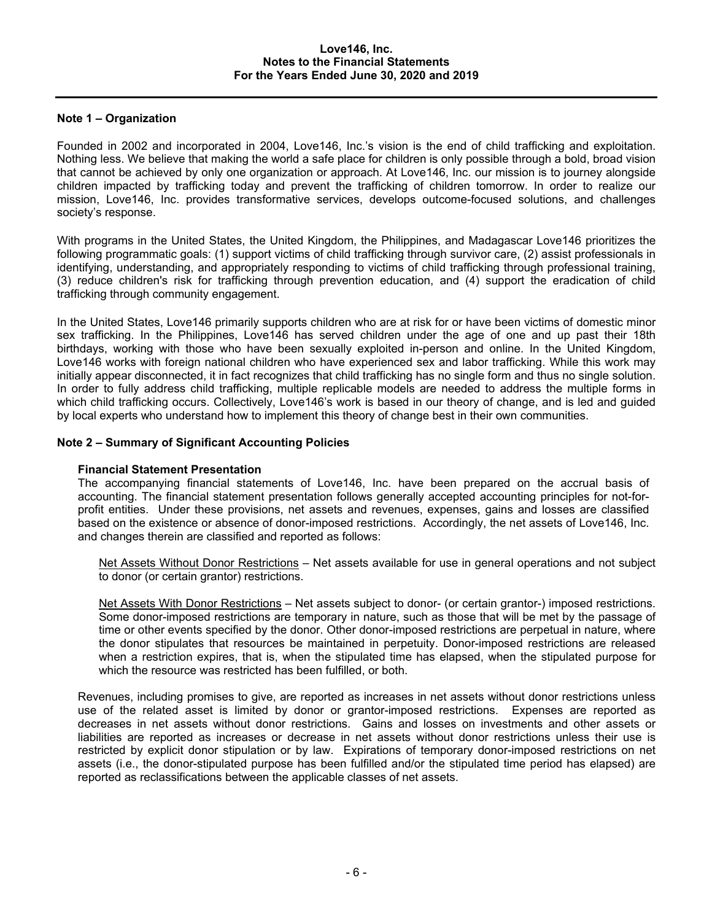## Note 1 – Organization

Founded in 2002 and incorporated in 2004, Love146, Inc.'s vision is the end of child trafficking and exploitation. Nothing less. We believe that making the world a safe place for children is only possible through a bold, broad vision that cannot be achieved by only one organization or approach. At Love146, Inc. our mission is to journey alongside children impacted by trafficking today and prevent the trafficking of children tomorrow. In order to realize our mission, Love146, Inc. provides transformative services, develops outcome-focused solutions, and challenges society's response.

With programs in the United States, the United Kingdom, the Philippines, and Madagascar Love146 prioritizes the following programmatic goals: (1) support victims of child trafficking through survivor care, (2) assist professionals in identifying, understanding, and appropriately responding to victims of child trafficking through professional training, (3) reduce children's risk for trafficking through prevention education, and (4) support the eradication of child trafficking through community engagement.

In the United States, Love146 primarily supports children who are at risk for or have been victims of domestic minor sex trafficking. In the Philippines, Love146 has served children under the age of one and up past their 18th birthdays, working with those who have been sexually exploited in-person and online. In the United Kingdom, Love146 works with foreign national children who have experienced sex and labor trafficking. While this work may initially appear disconnected, it in fact recognizes that child trafficking has no single form and thus no single solution. In order to fully address child trafficking, multiple replicable models are needed to address the multiple forms in which child trafficking occurs. Collectively, Love146's work is based in our theory of change, and is led and guided by local experts who understand how to implement this theory of change best in their own communities.

## Note 2 – Summary of Significant Accounting Policies

### Financial Statement Presentation

The accompanying financial statements of Love146, Inc. have been prepared on the accrual basis of accounting. The financial statement presentation follows generally accepted accounting principles for not-for-profit entities. Under these provisions, net assets and revenues, expenses, gains and losses are classified based on the existence or absence of donor-imposed restrictions. Accordingly, the net assets of Love146, Inc. and changes therein are classified and reported as follows:

Net Assets Without Donor Restrictions – Net assets available for use in general operations and not subject to donor (or certain grantor) restrictions.

Net Assets With Donor Restrictions – Net assets subject to donor- (or certain grantor-) imposed restrictions. Some donor-imposed restrictions are temporary in nature, such as those that will be met by the passage of time or other events specified by the donor. Other donor-imposed restrictions are perpetual in nature, where the donor stipulates that resources be maintained in perpetuity. Donor-imposed restrictions are released when a restriction expires, that is, when the stipulated time has elapsed, when the stipulated purpose for which the resource was restricted has been fulfilled, or both.

Revenues, including promises to give, are reported as increases in net assets without donor restrictions unless use of the related asset is limited by donor or grantor-imposed restrictions. Expenses are reported as decreases in net assets without donor restrictions. Gains and losses on investments and other assets or liabilities are reported as increases or decrease in net assets without donor restrictions unless their use is restricted by explicit donor stipulation or by law. Expirations of temporary donor-imposed restrictions on net assets (i.e., the donor-stipulated purpose has been fulfilled and/or the stipulated time period has elapsed) are reported as reclassifications between the applicable classes of net assets.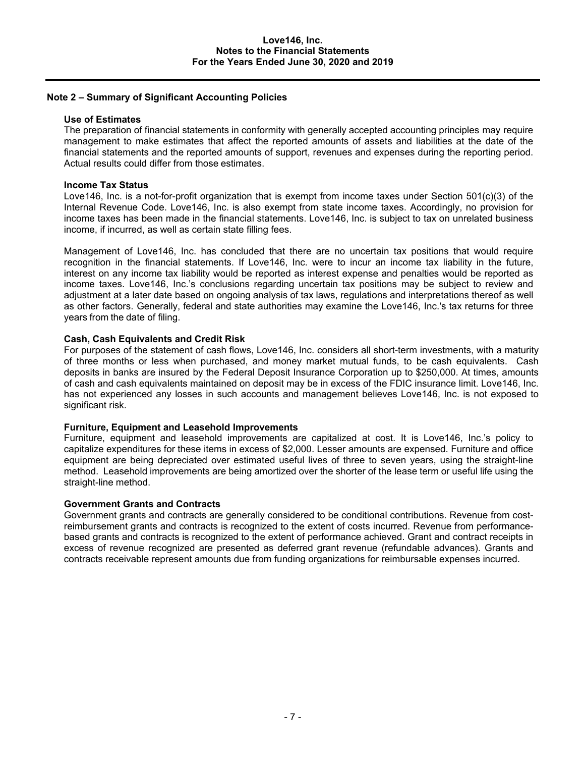## Note 2 – Summary of Significant Accounting Policies

### Use of Estimates

The preparation of financial statements in conformity with generally accepted accounting principles may require management to make estimates that affect the reported amounts of assets and liabilities at the date of the financial statements and the reported amounts of support, revenues and expenses during the reporting period. Actual results could differ from those estimates.

### Income Tax Status

Love146, Inc. is a not-for-profit organization that is exempt from income taxes under Section 501(c)(3) of the Internal Revenue Code. Love146, Inc. is also exempt from state income taxes. Accordingly, no provision for income taxes has been made in the financial statements. Love146, Inc. is subject to tax on unrelated business income, if incurred, as well as certain state filling fees.

Management of Love146, Inc. has concluded that there are no uncertain tax positions that would require recognition in the financial statements. If Love146, Inc. were to incur an income tax liability in the future, interest on any income tax liability would be reported as interest expense and penalties would be reported as income taxes. Love146, Inc.'s conclusions regarding uncertain tax positions may be subject to review and adjustment at a later date based on ongoing analysis of tax laws, regulations and interpretations thereof as well as other factors. Generally, federal and state authorities may examine the Love146, Inc.'s tax returns for three years from the date of filing.

### Cash, Cash Equivalents and Credit Risk

For purposes of the statement of cash flows, Love146, Inc. considers all short-term investments, with a maturity of three months or less when purchased, and money market mutual funds, to be cash equivalents. Cash deposits in banks are insured by the Federal Deposit Insurance Corporation up to $250,000. At times, amounts of cash and cash equivalents maintained on deposit may be in excess of the FDIC insurance limit. Love146, Inc. has not experienced any losses in such accounts and management believes Love146, Inc. is not exposed to significant risk.

### Furniture, Equipment and Leasehold Improvements

Furniture, equipment and leasehold improvements are capitalized at cost. It is Love146, Inc.'s policy to capitalize expenditures for these items in excess of $2,000. Lesser amounts are expensed. Furniture and office equipment are being depreciated over estimated useful lives of three to seven years, using the straight-line method. Leasehold improvements are being amortized over the shorter of the lease term or useful life using the straight-line method.

### Government Grants and Contracts

Government grants and contracts are generally considered to be conditional contributions. Revenue from cost-reimbursement grants and contracts is recognized to the extent of costs incurred. Revenue from performance-based grants and contracts is recognized to the extent of performance achieved. Grant and contract receipts in excess of revenue recognized are presented as deferred grant revenue (refundable advances). Grants and contracts receivable represent amounts due from funding organizations for reimbursable expenses incurred.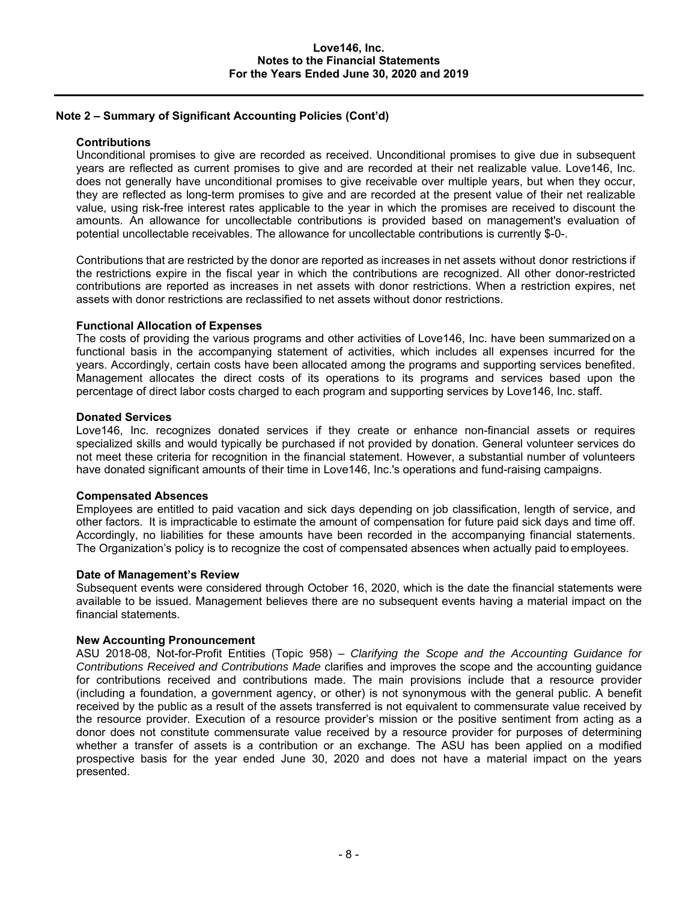## Note 2 – Summary of Significant Accounting Policies (Cont'd)

### Contributions

Unconditional promises to give are recorded as received. Unconditional promises to give due in subsequent years are reflected as current promises to give and are recorded at their net realizable value. Love146, Inc. does not generally have unconditional promises to give receivable over multiple years, but when they occur, they are reflected as long-term promises to give and are recorded at the present value of their net realizable value, using risk-free interest rates applicable to the year in which the promises are received to discount the amounts. An allowance for uncollectable contributions is provided based on management's evaluation of potential uncollectable receivables. The allowance for uncollectable contributions is currently $-0-.

Contributions that are restricted by the donor are reported as increases in net assets without donor restrictions if the restrictions expire in the fiscal year in which the contributions are recognized. All other donor-restricted contributions are reported as increases in net assets with donor restrictions. When a restriction expires, net assets with donor restrictions are reclassified to net assets without donor restrictions.

### Functional Allocation of Expenses

The costs of providing the various programs and other activities of Love146, Inc. have been summarized on a functional basis in the accompanying statement of activities, which includes all expenses incurred for the years. Accordingly, certain costs have been allocated among the programs and supporting services benefited. Management allocates the direct costs of its operations to its programs and services based upon the percentage of direct labor costs charged to each program and supporting services by Love146, Inc. staff.

### Donated Services

Love146, Inc. recognizes donated services if they create or enhance non-financial assets or requires specialized skills and would typically be purchased if not provided by donation. General volunteer services do not meet these criteria for recognition in the financial statement. However, a substantial number of volunteers have donated significant amounts of their time in Love146, Inc.'s operations and fund-raising campaigns.

### Compensated Absences

Employees are entitled to paid vacation and sick days depending on job classification, length of service, and other factors. It is impracticable to estimate the amount of compensation for future paid sick days and time off. Accordingly, no liabilities for these amounts have been recorded in the accompanying financial statements. The Organization's policy is to recognize the cost of compensated absences when actually paid to employees.

### Date of Management's Review

Subsequent events were considered through October 16, 2020, which is the date the financial statements were available to be issued. Management believes there are no subsequent events having a material impact on the financial statements.

### New Accounting Pronouncement

ASU 2018-08, Not-for-Profit Entities (Topic 958) – *Clarifying the Scope and the Accounting Guidance for Contributions Received and Contributions Made* clarifies and improves the scope and the accounting guidance for contributions received and contributions made. The main provisions include that a resource provider (including a foundation, a government agency, or other) is not synonymous with the general public. A benefit received by the public as a result of the assets transferred is not equivalent to commensurate value received by the resource provider. Execution of a resource provider's mission or the positive sentiment from acting as a donor does not constitute commensurate value received by a resource provider for purposes of determining whether a transfer of assets is a contribution or an exchange. The ASU has been applied on a modified prospective basis for the year ended June 30, 2020 and does not have a material impact on the years presented.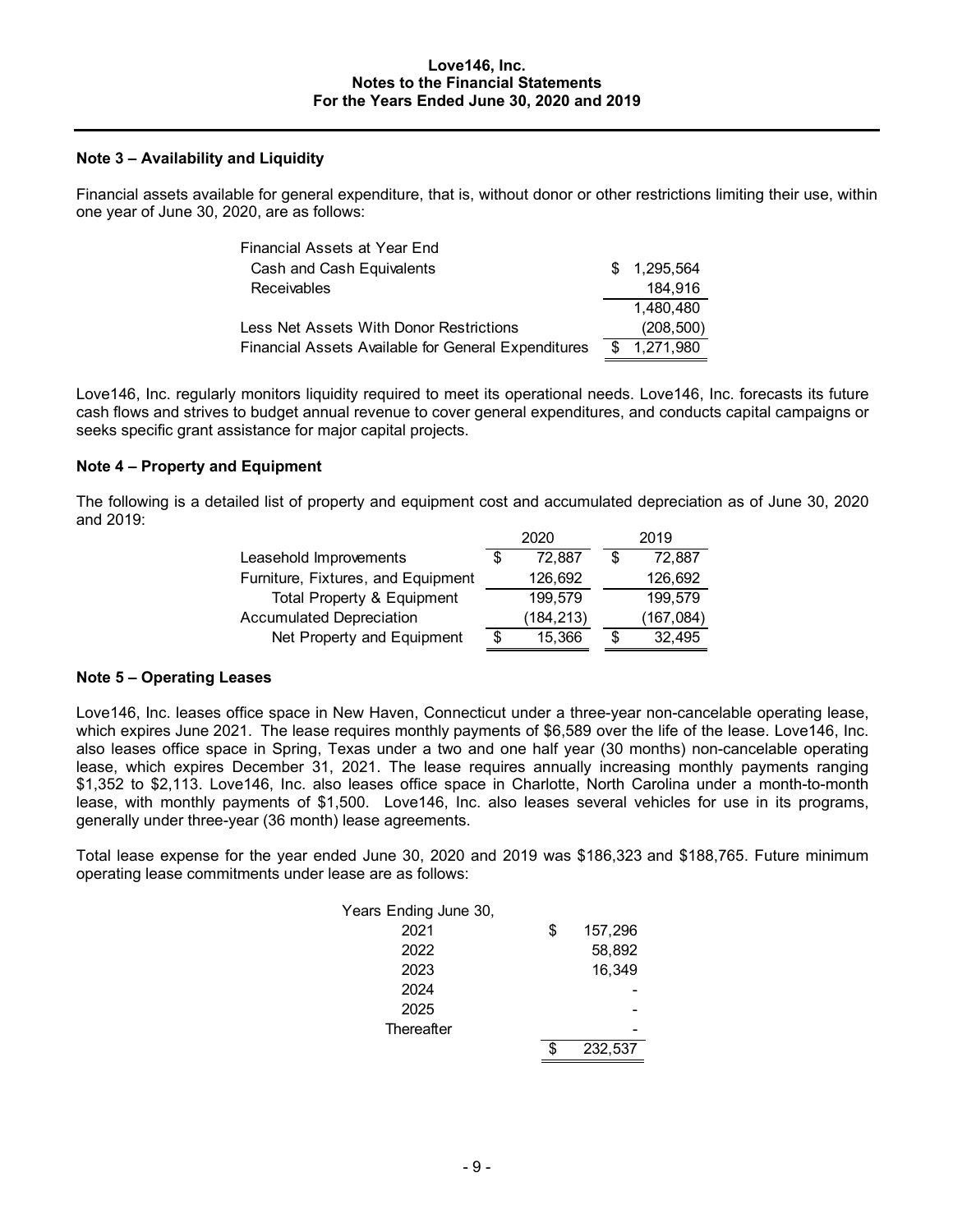## Note 3 – Availability and Liquidity

Financial assets available for general expenditure, that is, without donor or other restrictions limiting their use, within one year of June 30, 2020, are as follows:

| | |
|---|---|
| Financial Assets at Year End | |
| Cash and Cash Equivalents | $ 1,295,564 |
| Receivables | 184,916 |
| | 1,480,480 |
| Less Net Assets With Donor Restrictions | (208,500) |
| Financial Assets Available for General Expenditures | $ 1,271,980 |

Love146, Inc. regularly monitors liquidity required to meet its operational needs. Love146, Inc. forecasts its future cash flows and strives to budget annual revenue to cover general expenditures, and conducts capital campaigns or seeks specific grant assistance for major capital projects.

## Note 4 – Property and Equipment

The following is a detailed list of property and equipment cost and accumulated depreciation as of June 30, 2020 and 2019:

| | 2020 | 2019 |
|---|---|---|
| Leasehold Improvements | $ 72,887 | $ 72,887 |
| Furniture, Fixtures, and Equipment | 126,692 | 126,692 |
| Total Property & Equipment | 199,579 | 199,579 |
| Accumulated Depreciation | (184,213) | (167,084) |
| Net Property and Equipment | $ 15,366 | $ 32,495 |

## Note 5 – Operating Leases

Love146, Inc. leases office space in New Haven, Connecticut under a three-year non-cancelable operating lease, which expires June 2021. The lease requires monthly payments of $6,589 over the life of the lease. Love146, Inc. also leases office space in Spring, Texas under a two and one half year (30 months) non-cancelable operating lease, which expires December 31, 2021. The lease requires annually increasing monthly payments ranging $1,352 to $2,113. Love146, Inc. also leases office space in Charlotte, North Carolina under a month-to-month lease, with monthly payments of $1,500. Love146, Inc. also leases several vehicles for use in its programs, generally under three-year (36 month) lease agreements.

Total lease expense for the year ended June 30, 2020 and 2019 was $186,323 and $188,765. Future minimum operating lease commitments under lease are as follows:

| Years Ending June 30, | |
|---|---|
| 2021 | $ 157,296 |
| 2022 | 58,892 |
| 2023 | 16,349 |
| 2024 | - |
| 2025 | - |
| Thereafter | - |
| | $ 232,537 |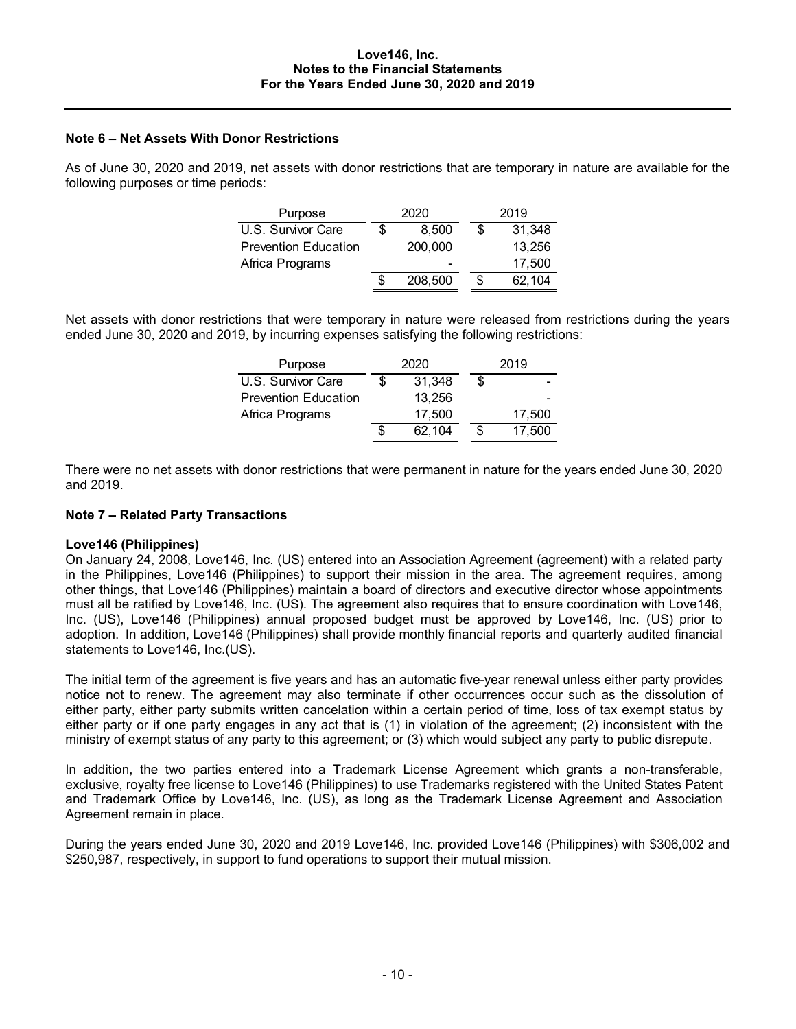### Note 6 – Net Assets With Donor Restrictions

As of June 30, 2020 and 2019, net assets with donor restrictions that are temporary in nature are available for the following purposes or time periods:

| Purpose | 2020 | 2019 |
|---|---|---|
| U.S. Survivor Care | $ 8,500 | $ 31,348 |
| Prevention Education | 200,000 | 13,256 |
| Africa Programs | - | 17,500 |
| | $ 208,500 | $ 62,104 |

Net assets with donor restrictions that were temporary in nature were released from restrictions during the years ended June 30, 2020 and 2019, by incurring expenses satisfying the following restrictions:

| Purpose | 2020 | 2019 |
|---|---|---|
| U.S. Survivor Care | $ 31,348 | $ - |
| Prevention Education | 13,256 | - |
| Africa Programs | 17,500 | 17,500 |
| | $ 62,104 | $ 17,500 |

There were no net assets with donor restrictions that were permanent in nature for the years ended June 30, 2020 and 2019.

### Note 7 – Related Party Transactions

**Love146 (Philippines)**

On January 24, 2008, Love146, Inc. (US) entered into an Association Agreement (agreement) with a related party in the Philippines, Love146 (Philippines) to support their mission in the area. The agreement requires, among other things, that Love146 (Philippines) maintain a board of directors and executive director whose appointments must all be ratified by Love146, Inc. (US). The agreement also requires that to ensure coordination with Love146, Inc. (US), Love146 (Philippines) annual proposed budget must be approved by Love146, Inc. (US) prior to adoption. In addition, Love146 (Philippines) shall provide monthly financial reports and quarterly audited financial statements to Love146, Inc.(US).

The initial term of the agreement is five years and has an automatic five-year renewal unless either party provides notice not to renew. The agreement may also terminate if other occurrences occur such as the dissolution of either party, either party submits written cancelation within a certain period of time, loss of tax exempt status by either party or if one party engages in any act that is (1) in violation of the agreement; (2) inconsistent with the ministry of exempt status of any party to this agreement; or (3) which would subject any party to public disrepute.

In addition, the two parties entered into a Trademark License Agreement which grants a non-transferable, exclusive, royalty free license to Love146 (Philippines) to use Trademarks registered with the United States Patent and Trademark Office by Love146, Inc. (US), as long as the Trademark License Agreement and Association Agreement remain in place.

During the years ended June 30, 2020 and 2019 Love146, Inc. provided Love146 (Philippines) with $306,002 and $250,987, respectively, in support to fund operations to support their mutual mission.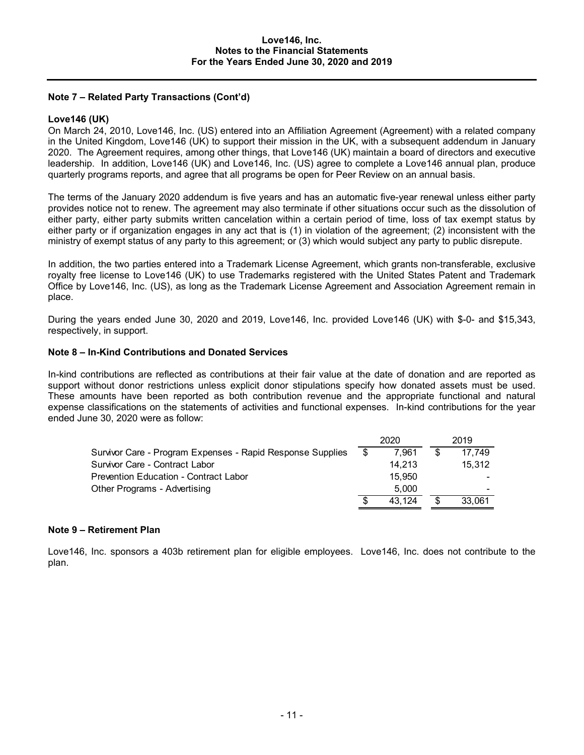## Note 7 – Related Party Transactions (Cont'd)

**Love146 (UK)**

On March 24, 2010, Love146, Inc. (US) entered into an Affiliation Agreement (Agreement) with a related company in the United Kingdom, Love146 (UK) to support their mission in the UK, with a subsequent addendum in January 2020. The Agreement requires, among other things, that Love146 (UK) maintain a board of directors and executive leadership. In addition, Love146 (UK) and Love146, Inc. (US) agree to complete a Love146 annual plan, produce quarterly programs reports, and agree that all programs be open for Peer Review on an annual basis.

The terms of the January 2020 addendum is five years and has an automatic five-year renewal unless either party provides notice not to renew. The agreement may also terminate if other situations occur such as the dissolution of either party, either party submits written cancelation within a certain period of time, loss of tax exempt status by either party or if organization engages in any act that is (1) in violation of the agreement; (2) inconsistent with the ministry of exempt status of any party to this agreement; or (3) which would subject any party to public disrepute.

In addition, the two parties entered into a Trademark License Agreement, which grants non-transferable, exclusive royalty free license to Love146 (UK) to use Trademarks registered with the United States Patent and Trademark Office by Love146, Inc. (US), as long as the Trademark License Agreement and Association Agreement remain in place.

During the years ended June 30, 2020 and 2019, Love146, Inc. provided Love146 (UK) with $-0- and $15,343, respectively, in support.

## Note 8 – In-Kind Contributions and Donated Services

In-kind contributions are reflected as contributions at their fair value at the date of donation and are reported as support without donor restrictions unless explicit donor stipulations specify how donated assets must be used. These amounts have been reported as both contribution revenue and the appropriate functional and natural expense classifications on the statements of activities and functional expenses. In-kind contributions for the year ended June 30, 2020 were as follow:

| | 2020 | 2019 |
|---|---|---|
| Survivor Care - Program Expenses - Rapid Response Supplies | $ 7,961 | $ 17,749 |
| Survivor Care - Contract Labor | 14,213 | 15,312 |
| Prevention Education - Contract Labor | 15,950 | - |
| Other Programs - Advertising | 5,000 | - |
| | $ 43,124 | $ 33,061 |

## Note 9 – Retirement Plan

Love146, Inc. sponsors a 403b retirement plan for eligible employees. Love146, Inc. does not contribute to the plan.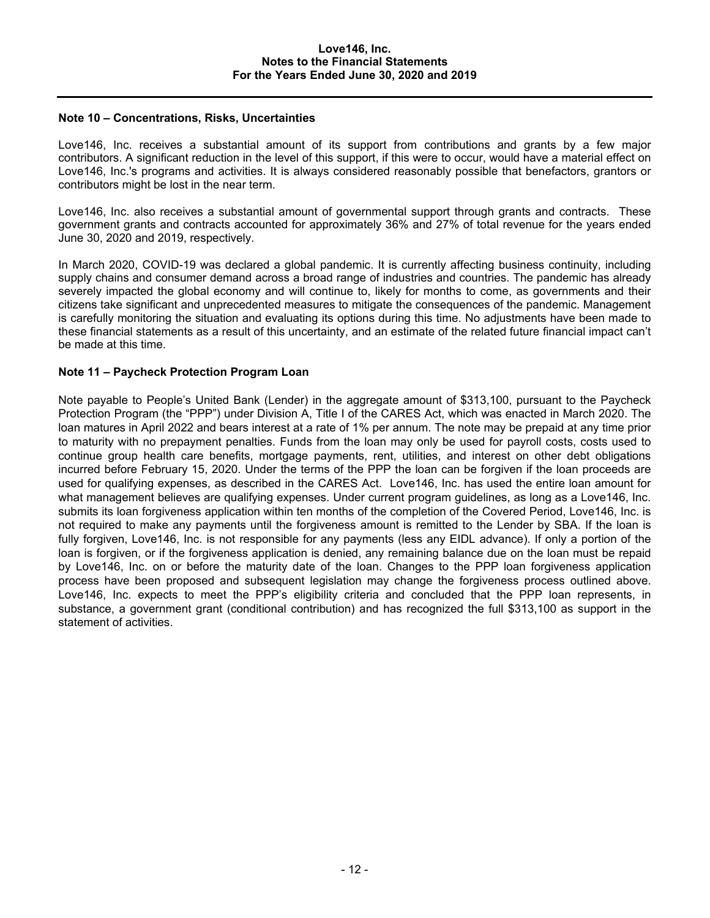## Note 10 – Concentrations, Risks, Uncertainties

Love146, Inc. receives a substantial amount of its support from contributions and grants by a few major contributors. A significant reduction in the level of this support, if this were to occur, would have a material effect on Love146, Inc.'s programs and activities. It is always considered reasonably possible that benefactors, grantors or contributors might be lost in the near term.

Love146, Inc. also receives a substantial amount of governmental support through grants and contracts. These government grants and contracts accounted for approximately 36% and 27% of total revenue for the years ended June 30, 2020 and 2019, respectively.

In March 2020, COVID-19 was declared a global pandemic. It is currently affecting business continuity, including supply chains and consumer demand across a broad range of industries and countries. The pandemic has already severely impacted the global economy and will continue to, likely for months to come, as governments and their citizens take significant and unprecedented measures to mitigate the consequences of the pandemic. Management is carefully monitoring the situation and evaluating its options during this time. No adjustments have been made to these financial statements as a result of this uncertainty, and an estimate of the related future financial impact can't be made at this time.

## Note 11 – Paycheck Protection Program Loan

Note payable to People's United Bank (Lender) in the aggregate amount of $313,100, pursuant to the Paycheck Protection Program (the "PPP") under Division A, Title I of the CARES Act, which was enacted in March 2020. The loan matures in April 2022 and bears interest at a rate of 1% per annum. The note may be prepaid at any time prior to maturity with no prepayment penalties. Funds from the loan may only be used for payroll costs, costs used to continue group health care benefits, mortgage payments, rent, utilities, and interest on other debt obligations incurred before February 15, 2020. Under the terms of the PPP the loan can be forgiven if the loan proceeds are used for qualifying expenses, as described in the CARES Act. Love146, Inc. has used the entire loan amount for what management believes are qualifying expenses. Under current program guidelines, as long as a Love146, Inc. submits its loan forgiveness application within ten months of the completion of the Covered Period, Love146, Inc. is not required to make any payments until the forgiveness amount is remitted to the Lender by SBA. If the loan is fully forgiven, Love146, Inc. is not responsible for any payments (less any EIDL advance). If only a portion of the loan is forgiven, or if the forgiveness application is denied, any remaining balance due on the loan must be repaid by Love146, Inc. on or before the maturity date of the loan. Changes to the PPP loan forgiveness application process have been proposed and subsequent legislation may change the forgiveness process outlined above. Love146, Inc. expects to meet the PPP's eligibility criteria and concluded that the PPP loan represents, in substance, a government grant (conditional contribution) and has recognized the full $313,100 as support in the statement of activities.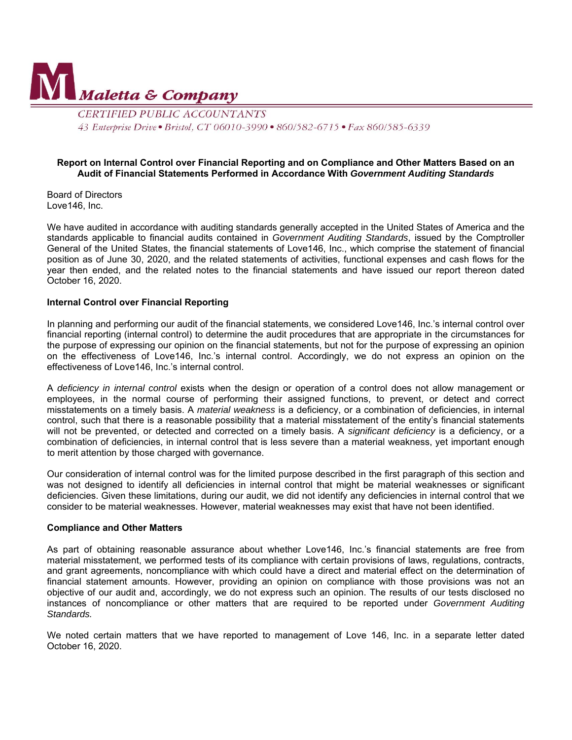**Maletta & Company**

CERTIFIED PUBLIC ACCOUNTANTS

43 Enterprise Drive • Bristol, CT 06010-3990 • 860/582-6715 • Fax 860/585-6339

## Report on Internal Control over Financial Reporting and on Compliance and Other Matters Based on an Audit of Financial Statements Performed in Accordance With *Government Auditing Standards*

Board of Directors
Love146, Inc.

We have audited in accordance with auditing standards generally accepted in the United States of America and the standards applicable to financial audits contained in *Government Auditing Standards*, issued by the Comptroller General of the United States, the financial statements of Love146, Inc., which comprise the statement of financial position as of June 30, 2020, and the related statements of activities, functional expenses and cash flows for the year then ended, and the related notes to the financial statements and have issued our report thereon dated October 16, 2020.

### Internal Control over Financial Reporting

In planning and performing our audit of the financial statements, we considered Love146, Inc.'s internal control over financial reporting (internal control) to determine the audit procedures that are appropriate in the circumstances for the purpose of expressing our opinion on the financial statements, but not for the purpose of expressing an opinion on the effectiveness of Love146, Inc.'s internal control. Accordingly, we do not express an opinion on the effectiveness of Love146, Inc.'s internal control.

A *deficiency in internal control* exists when the design or operation of a control does not allow management or employees, in the normal course of performing their assigned functions, to prevent, or detect and correct misstatements on a timely basis. A *material weakness* is a deficiency, or a combination of deficiencies, in internal control, such that there is a reasonable possibility that a material misstatement of the entity's financial statements will not be prevented, or detected and corrected on a timely basis. A *significant deficiency* is a deficiency, or a combination of deficiencies, in internal control that is less severe than a material weakness, yet important enough to merit attention by those charged with governance.

Our consideration of internal control was for the limited purpose described in the first paragraph of this section and was not designed to identify all deficiencies in internal control that might be material weaknesses or significant deficiencies. Given these limitations, during our audit, we did not identify any deficiencies in internal control that we consider to be material weaknesses. However, material weaknesses may exist that have not been identified.

### Compliance and Other Matters

As part of obtaining reasonable assurance about whether Love146, Inc.'s financial statements are free from material misstatement, we performed tests of its compliance with certain provisions of laws, regulations, contracts, and grant agreements, noncompliance with which could have a direct and material effect on the determination of financial statement amounts. However, providing an opinion on compliance with those provisions was not an objective of our audit and, accordingly, we do not express such an opinion. The results of our tests disclosed no instances of noncompliance or other matters that are required to be reported under *Government Auditing Standards.*

We noted certain matters that we have reported to management of Love 146, Inc. in a separate letter dated October 16, 2020.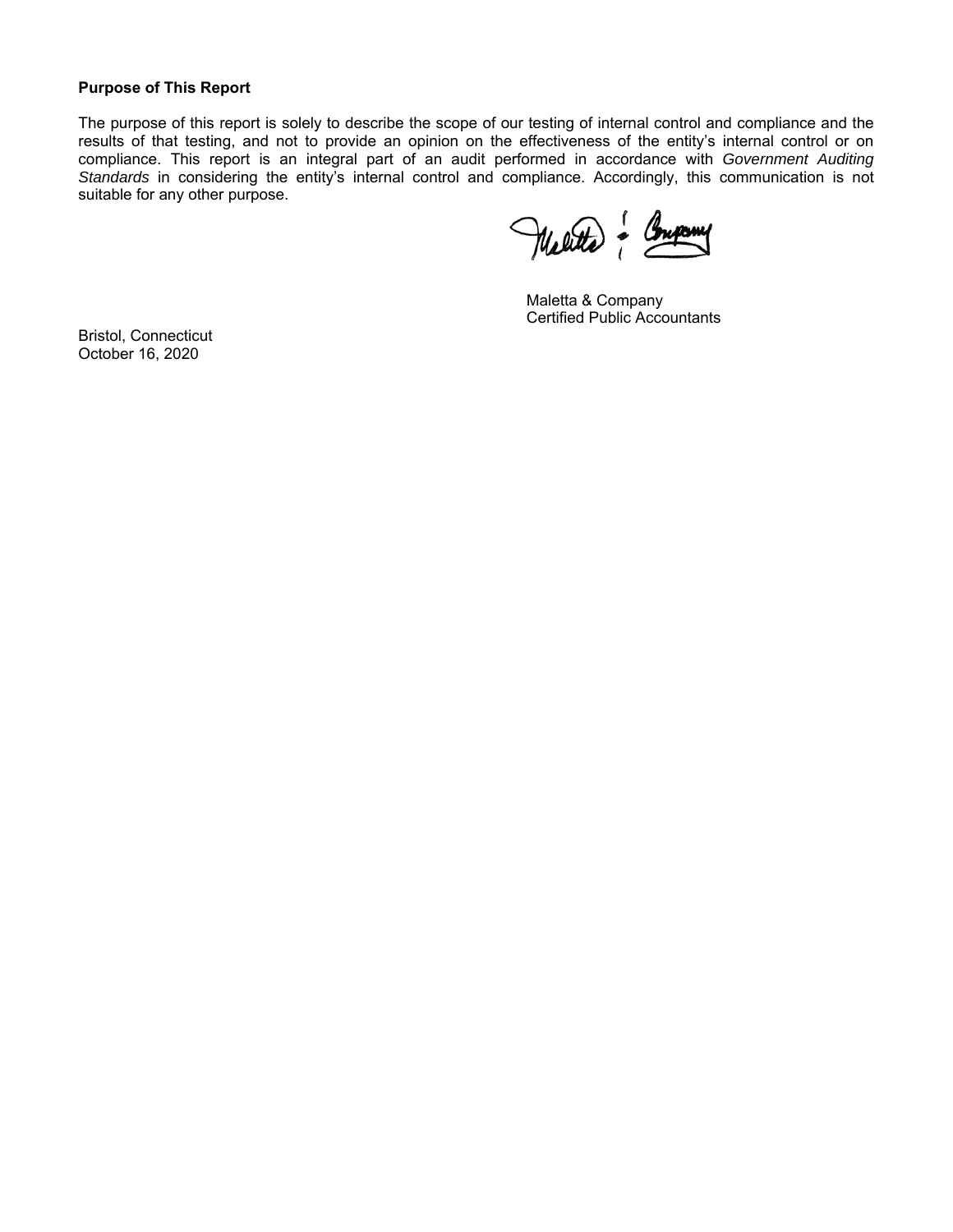**Purpose of This Report**

The purpose of this report is solely to describe the scope of our testing of internal control and compliance and the results of that testing, and not to provide an opinion on the effectiveness of the entity's internal control or on compliance. This report is an integral part of an audit performed in accordance with *Government Auditing Standards* in considering the entity's internal control and compliance. Accordingly, this communication is not suitable for any other purpose.

Maletta & Company
Certified Public Accountants

Bristol, Connecticut
October 16, 2020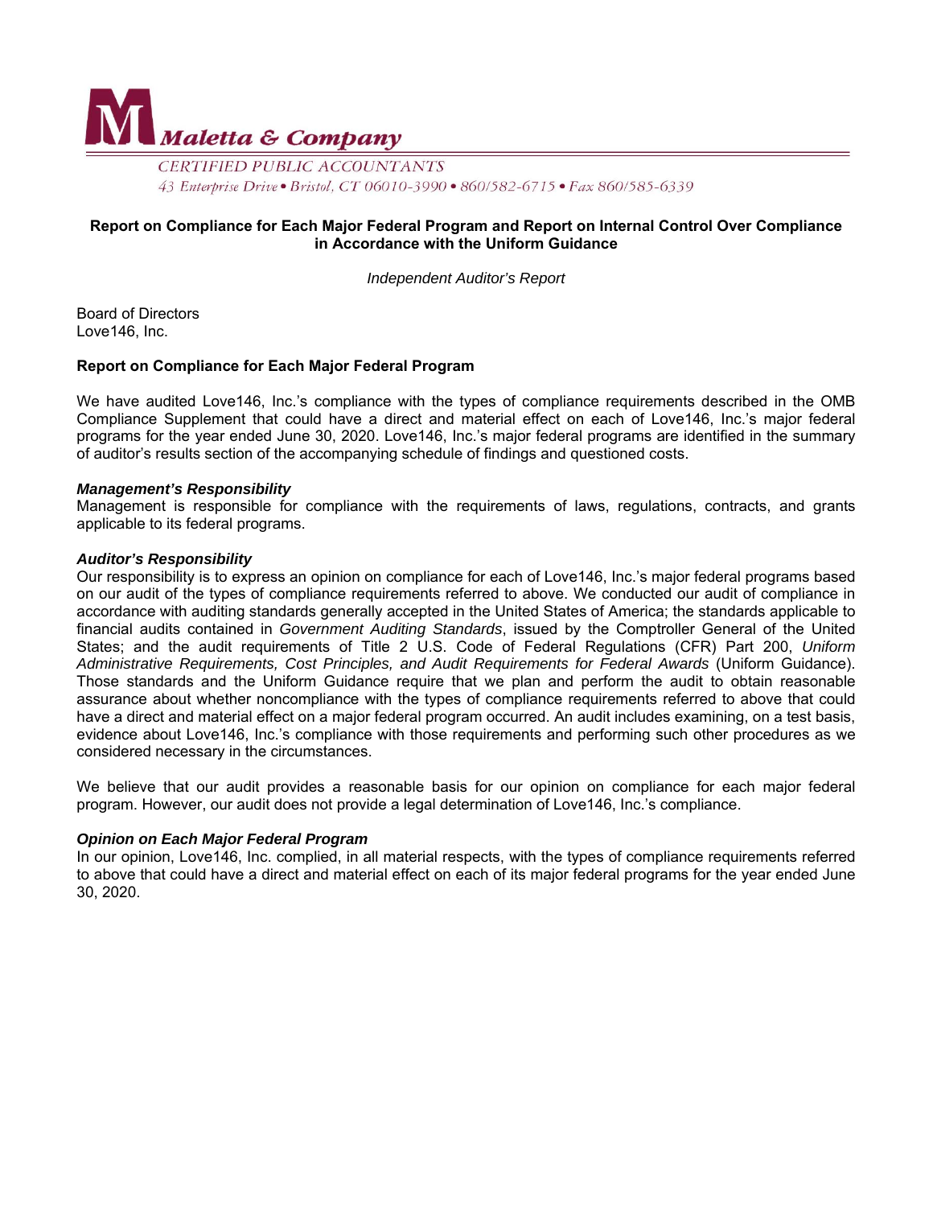**Maletta & Company**

CERTIFIED PUBLIC ACCOUNTANTS

43 Enterprise Drive • Bristol, CT 06010-3990 • 860/582-6715 • Fax 860/585-6339

## Report on Compliance for Each Major Federal Program and Report on Internal Control Over Compliance in Accordance with the Uniform Guidance

*Independent Auditor's Report*

Board of Directors
Love146, Inc.

### Report on Compliance for Each Major Federal Program

We have audited Love146, Inc.'s compliance with the types of compliance requirements described in the OMB Compliance Supplement that could have a direct and material effect on each of Love146, Inc.'s major federal programs for the year ended June 30, 2020. Love146, Inc.'s major federal programs are identified in the summary of auditor's results section of the accompanying schedule of findings and questioned costs.

***Management's Responsibility***

Management is responsible for compliance with the requirements of laws, regulations, contracts, and grants applicable to its federal programs.

***Auditor's Responsibility***

Our responsibility is to express an opinion on compliance for each of Love146, Inc.'s major federal programs based on our audit of the types of compliance requirements referred to above. We conducted our audit of compliance in accordance with auditing standards generally accepted in the United States of America; the standards applicable to financial audits contained in *Government Auditing Standards*, issued by the Comptroller General of the United States; and the audit requirements of Title 2 U.S. Code of Federal Regulations (CFR) Part 200, *Uniform Administrative Requirements, Cost Principles, and Audit Requirements for Federal Awards* (Uniform Guidance). Those standards and the Uniform Guidance require that we plan and perform the audit to obtain reasonable assurance about whether noncompliance with the types of compliance requirements referred to above that could have a direct and material effect on a major federal program occurred. An audit includes examining, on a test basis, evidence about Love146, Inc.'s compliance with those requirements and performing such other procedures as we considered necessary in the circumstances.

We believe that our audit provides a reasonable basis for our opinion on compliance for each major federal program. However, our audit does not provide a legal determination of Love146, Inc.'s compliance.

***Opinion on Each Major Federal Program***

In our opinion, Love146, Inc. complied, in all material respects, with the types of compliance requirements referred to above that could have a direct and material effect on each of its major federal programs for the year ended June 30, 2020.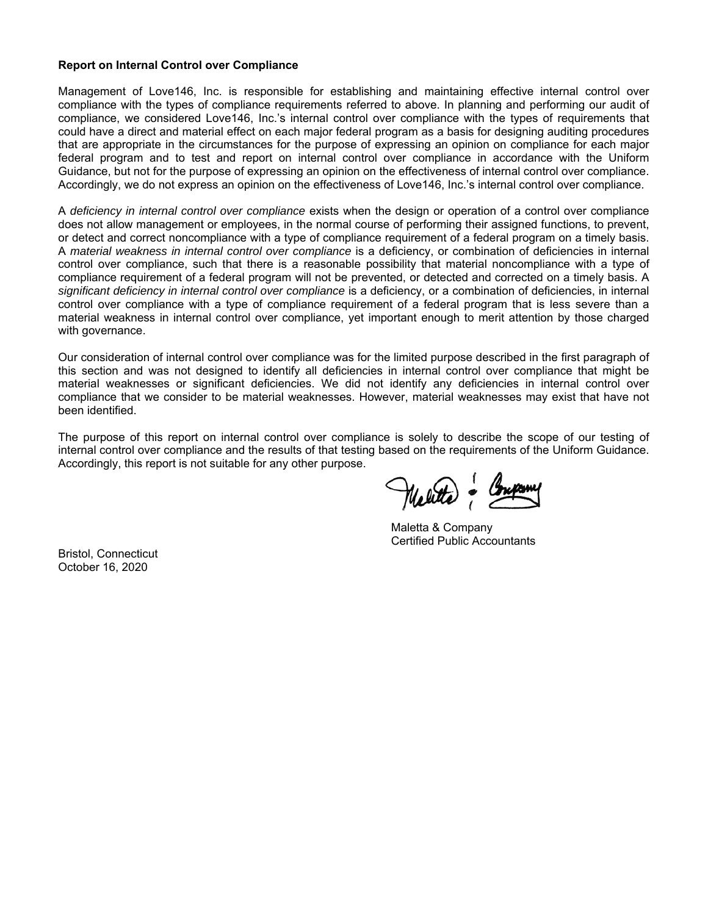**Report on Internal Control over Compliance**

Management of Love146, Inc. is responsible for establishing and maintaining effective internal control over compliance with the types of compliance requirements referred to above. In planning and performing our audit of compliance, we considered Love146, Inc.'s internal control over compliance with the types of requirements that could have a direct and material effect on each major federal program as a basis for designing auditing procedures that are appropriate in the circumstances for the purpose of expressing an opinion on compliance for each major federal program and to test and report on internal control over compliance in accordance with the Uniform Guidance, but not for the purpose of expressing an opinion on the effectiveness of internal control over compliance. Accordingly, we do not express an opinion on the effectiveness of Love146, Inc.'s internal control over compliance.

A *deficiency in internal control over compliance* exists when the design or operation of a control over compliance does not allow management or employees, in the normal course of performing their assigned functions, to prevent, or detect and correct noncompliance with a type of compliance requirement of a federal program on a timely basis. A *material weakness in internal control over compliance* is a deficiency, or combination of deficiencies in internal control over compliance, such that there is a reasonable possibility that material noncompliance with a type of compliance requirement of a federal program will not be prevented, or detected and corrected on a timely basis. A *significant deficiency in internal control over compliance* is a deficiency, or a combination of deficiencies, in internal control over compliance with a type of compliance requirement of a federal program that is less severe than a material weakness in internal control over compliance, yet important enough to merit attention by those charged with governance.

Our consideration of internal control over compliance was for the limited purpose described in the first paragraph of this section and was not designed to identify all deficiencies in internal control over compliance that might be material weaknesses or significant deficiencies. We did not identify any deficiencies in internal control over compliance that we consider to be material weaknesses. However, material weaknesses may exist that have not been identified.

The purpose of this report on internal control over compliance is solely to describe the scope of our testing of internal control over compliance and the results of that testing based on the requirements of the Uniform Guidance. Accordingly, this report is not suitable for any other purpose.

Maletta & Company
Certified Public Accountants

Bristol, Connecticut
October 16, 2020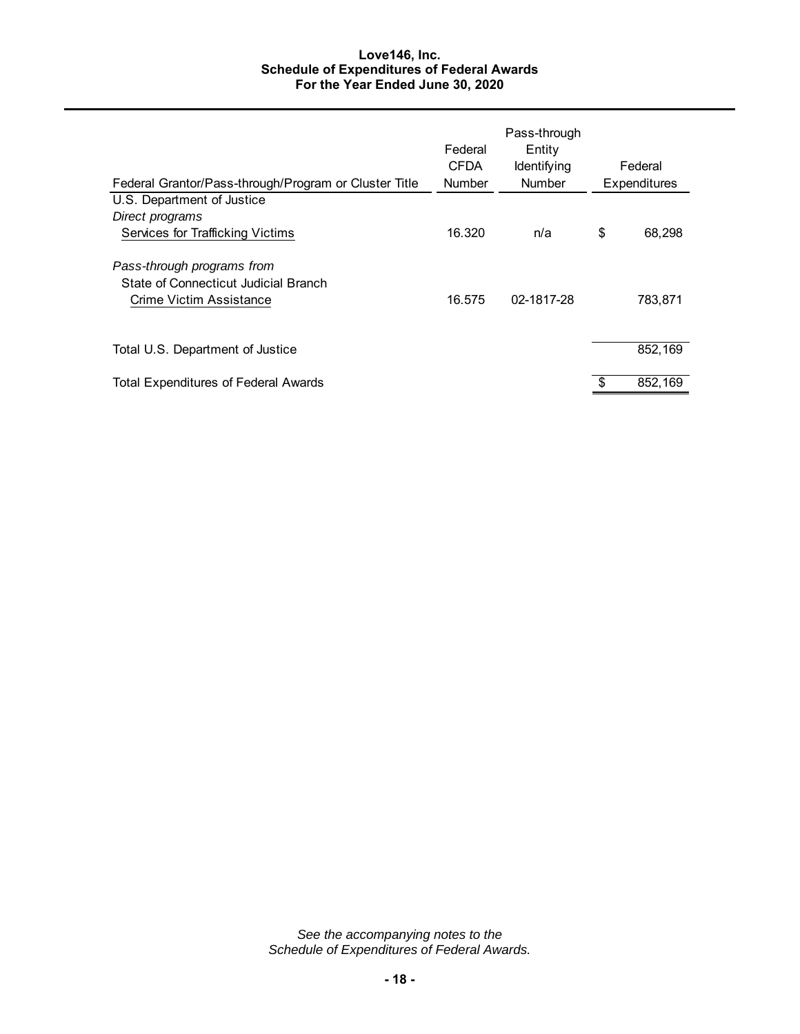**Love146, Inc.**
**Schedule of Expenditures of Federal Awards**
**For the Year Ended June 30, 2020**

| Federal Grantor/Pass-through/Program or Cluster Title | Federal CFDA Number | Pass-through Entity Identifying Number | Federal Expenditures |
|---|---|---|---|
| U.S. Department of Justice | | | |
| *Direct programs* | | | |
| Services for Trafficking Victims | 16.320 | n/a | $ 68,298 |
| *Pass-through programs from* | | | |
| State of Connecticut Judicial Branch | | | |
| Crime Victim Assistance | 16.575 | 02-1817-28 | 783,871 |
| Total U.S. Department of Justice | | | 852,169 |
| Total Expenditures of Federal Awards | | | $ 852,169 |

*See the accompanying notes to the Schedule of Expenditures of Federal Awards.*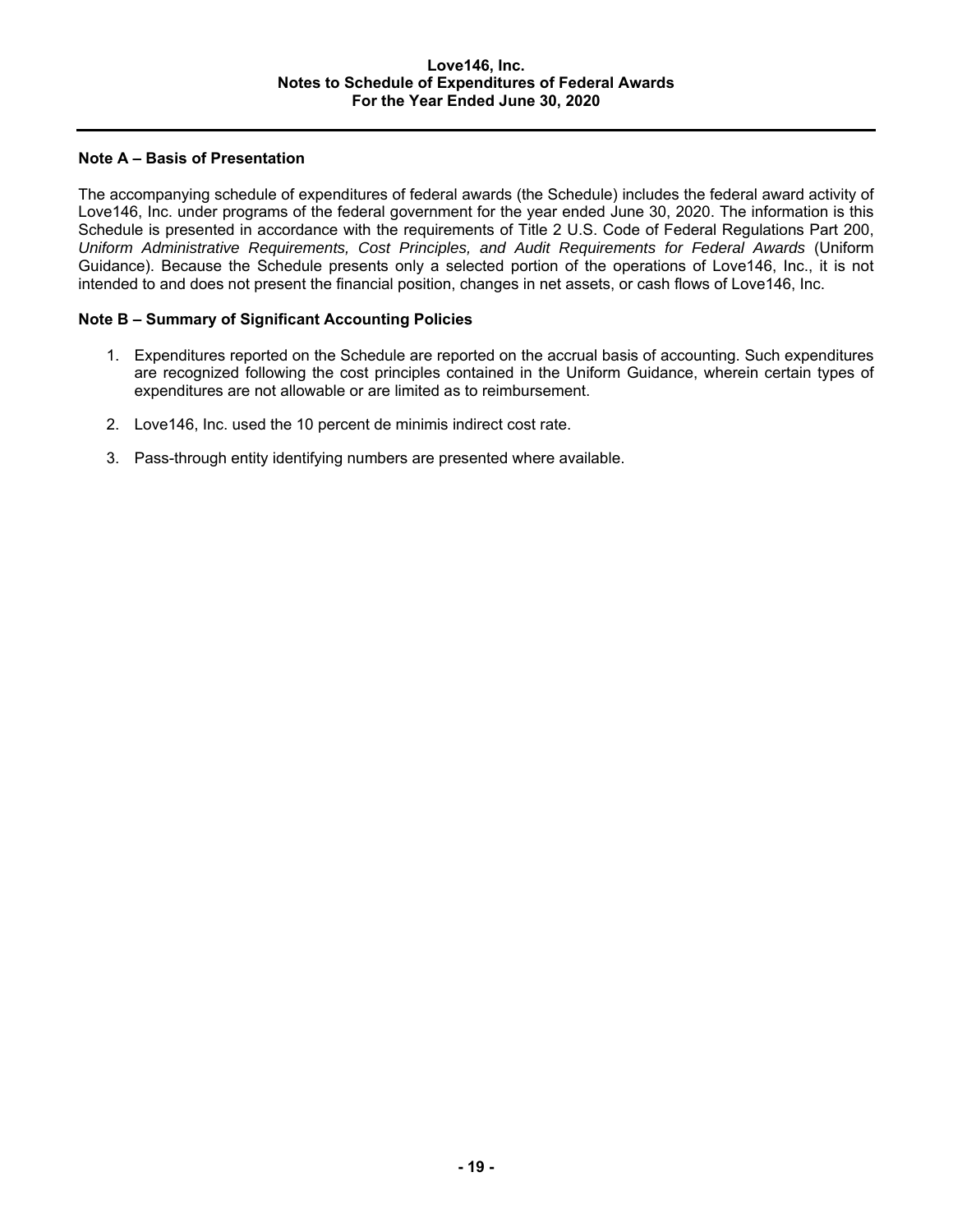**Love146, Inc.**
**Notes to Schedule of Expenditures of Federal Awards**
**For the Year Ended June 30, 2020**

### Note A – Basis of Presentation

The accompanying schedule of expenditures of federal awards (the Schedule) includes the federal award activity of Love146, Inc. under programs of the federal government for the year ended June 30, 2020. The information is this Schedule is presented in accordance with the requirements of Title 2 U.S. Code of Federal Regulations Part 200, *Uniform Administrative Requirements, Cost Principles, and Audit Requirements for Federal Awards* (Uniform Guidance). Because the Schedule presents only a selected portion of the operations of Love146, Inc., it is not intended to and does not present the financial position, changes in net assets, or cash flows of Love146, Inc.

### Note B – Summary of Significant Accounting Policies

1. Expenditures reported on the Schedule are reported on the accrual basis of accounting. Such expenditures are recognized following the cost principles contained in the Uniform Guidance, wherein certain types of expenditures are not allowable or are limited as to reimbursement.

2. Love146, Inc. used the 10 percent de minimis indirect cost rate.

3. Pass-through entity identifying numbers are presented where available.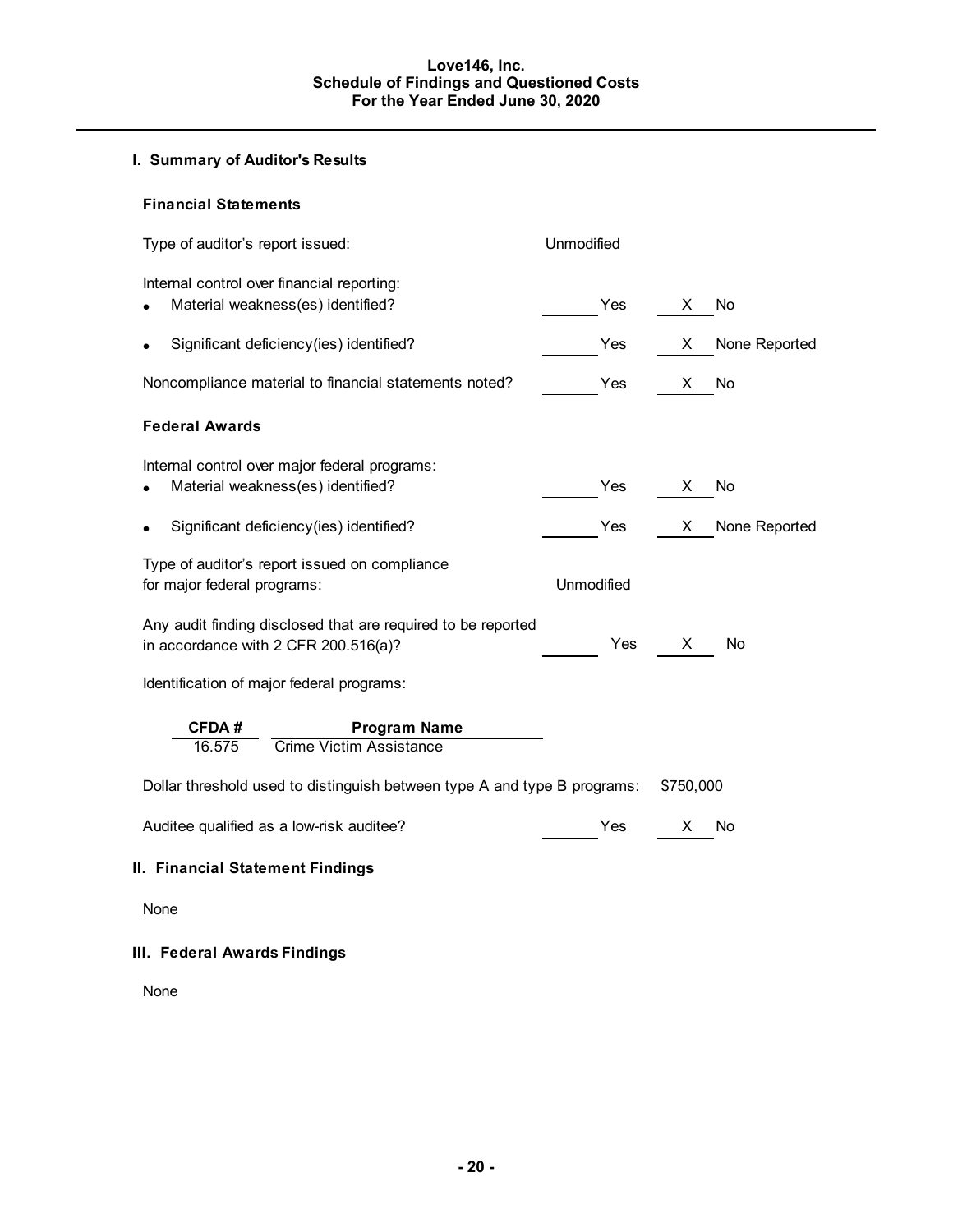# Love146, Inc.
## Schedule of Findings and Questioned Costs
## For the Year Ended June 30, 2020

### I. Summary of Auditor's Results

#### Financial Statements

Type of auditor's report issued: Unmodified

Internal control over financial reporting:

| | | |
|---|---|---|
| • Material weakness(es) identified? | ____ Yes | X No |
| • Significant deficiency(ies) identified? | ____ Yes | X None Reported |

| | | |
|---|---|---|
| Noncompliance material to financial statements noted? | ____ Yes | X No |

#### Federal Awards

Internal control over major federal programs:

| | | |
|---|---|---|
| • Material weakness(es) identified? | ____ Yes | X No |
| • Significant deficiency(ies) identified? | ____ Yes | X None Reported |

Type of auditor's report issued on compliance for major federal programs: Unmodified

| | | |
|---|---|---|
| Any audit finding disclosed that are required to be reported in accordance with 2 CFR 200.516(a)? | ____ Yes | X No |

Identification of major federal programs:

| CFDA # | Program Name |
|---|---|
| 16.575 | Crime Victim Assistance |

Dollar threshold used to distinguish between type A and type B programs: $750,000

| | | |
|---|---|---|
| Auditee qualified as a low-risk auditee? | ____ Yes | X No |

### II. Financial Statement Findings

None

### III. Federal Awards Findings

None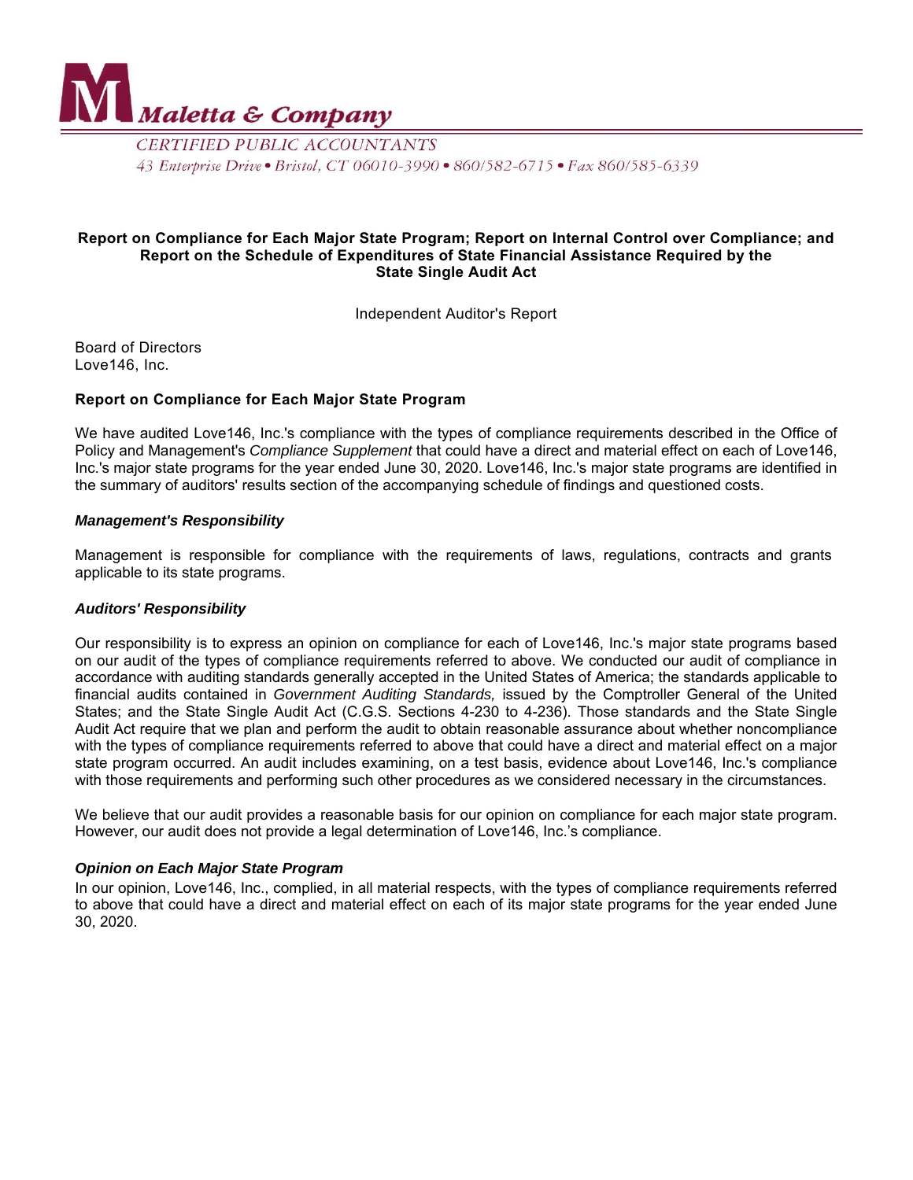**Maletta & Company**

CERTIFIED PUBLIC ACCOUNTANTS

43 Enterprise Drive • Bristol, CT 06010-3990 • 860/582-6715 • Fax 860/585-6339

## Report on Compliance for Each Major State Program; Report on Internal Control over Compliance; and Report on the Schedule of Expenditures of State Financial Assistance Required by the State Single Audit Act

Independent Auditor's Report

Board of Directors
Love146, Inc.

### Report on Compliance for Each Major State Program

We have audited Love146, Inc.'s compliance with the types of compliance requirements described in the Office of Policy and Management's *Compliance Supplement* that could have a direct and material effect on each of Love146, Inc.'s major state programs for the year ended June 30, 2020. Love146, Inc.'s major state programs are identified in the summary of auditors' results section of the accompanying schedule of findings and questioned costs.

#### *Management's Responsibility*

Management is responsible for compliance with the requirements of laws, regulations, contracts and grants applicable to its state programs.

#### *Auditors' Responsibility*

Our responsibility is to express an opinion on compliance for each of Love146, Inc.'s major state programs based on our audit of the types of compliance requirements referred to above. We conducted our audit of compliance in accordance with auditing standards generally accepted in the United States of America; the standards applicable to financial audits contained in *Government Auditing Standards,* issued by the Comptroller General of the United States; and the State Single Audit Act (C.G.S. Sections 4-230 to 4-236). Those standards and the State Single Audit Act require that we plan and perform the audit to obtain reasonable assurance about whether noncompliance with the types of compliance requirements referred to above that could have a direct and material effect on a major state program occurred. An audit includes examining, on a test basis, evidence about Love146, Inc.'s compliance with those requirements and performing such other procedures as we considered necessary in the circumstances.

We believe that our audit provides a reasonable basis for our opinion on compliance for each major state program. However, our audit does not provide a legal determination of Love146, Inc.'s compliance.

#### *Opinion on Each Major State Program*

In our opinion, Love146, Inc., complied, in all material respects, with the types of compliance requirements referred to above that could have a direct and material effect on each of its major state programs for the year ended June 30, 2020.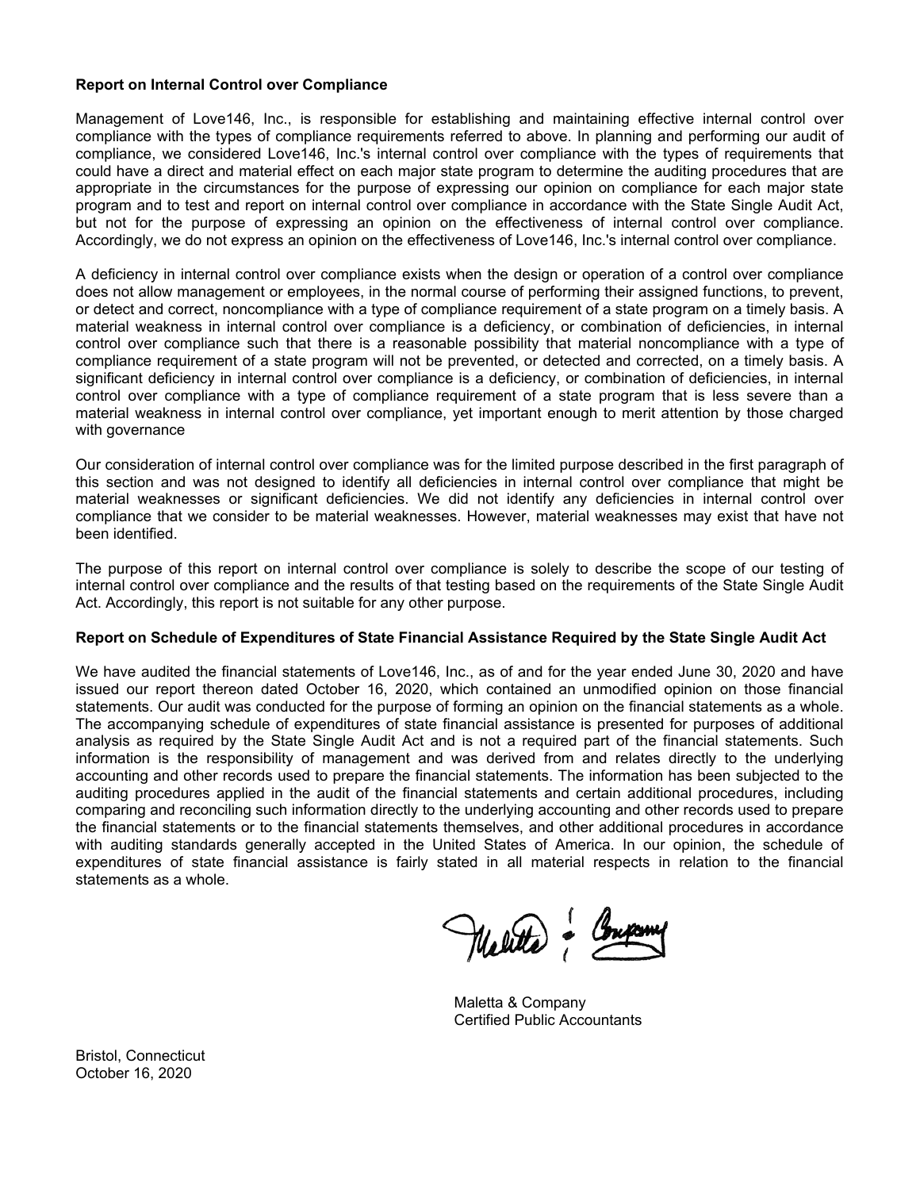**Report on Internal Control over Compliance**

Management of Love146, Inc., is responsible for establishing and maintaining effective internal control over compliance with the types of compliance requirements referred to above. In planning and performing our audit of compliance, we considered Love146, Inc.'s internal control over compliance with the types of requirements that could have a direct and material effect on each major state program to determine the auditing procedures that are appropriate in the circumstances for the purpose of expressing our opinion on compliance for each major state program and to test and report on internal control over compliance in accordance with the State Single Audit Act, but not for the purpose of expressing an opinion on the effectiveness of internal control over compliance. Accordingly, we do not express an opinion on the effectiveness of Love146, Inc.'s internal control over compliance.

A deficiency in internal control over compliance exists when the design or operation of a control over compliance does not allow management or employees, in the normal course of performing their assigned functions, to prevent, or detect and correct, noncompliance with a type of compliance requirement of a state program on a timely basis. A material weakness in internal control over compliance is a deficiency, or combination of deficiencies, in internal control over compliance such that there is a reasonable possibility that material noncompliance with a type of compliance requirement of a state program will not be prevented, or detected and corrected, on a timely basis. A significant deficiency in internal control over compliance is a deficiency, or combination of deficiencies, in internal control over compliance with a type of compliance requirement of a state program that is less severe than a material weakness in internal control over compliance, yet important enough to merit attention by those charged with governance

Our consideration of internal control over compliance was for the limited purpose described in the first paragraph of this section and was not designed to identify all deficiencies in internal control over compliance that might be material weaknesses or significant deficiencies. We did not identify any deficiencies in internal control over compliance that we consider to be material weaknesses. However, material weaknesses may exist that have not been identified.

The purpose of this report on internal control over compliance is solely to describe the scope of our testing of internal control over compliance and the results of that testing based on the requirements of the State Single Audit Act. Accordingly, this report is not suitable for any other purpose.

**Report on Schedule of Expenditures of State Financial Assistance Required by the State Single Audit Act**

We have audited the financial statements of Love146, Inc., as of and for the year ended June 30, 2020 and have issued our report thereon dated October 16, 2020, which contained an unmodified opinion on those financial statements. Our audit was conducted for the purpose of forming an opinion on the financial statements as a whole. The accompanying schedule of expenditures of state financial assistance is presented for purposes of additional analysis as required by the State Single Audit Act and is not a required part of the financial statements. Such information is the responsibility of management and was derived from and relates directly to the underlying accounting and other records used to prepare the financial statements. The information has been subjected to the auditing procedures applied in the audit of the financial statements and certain additional procedures, including comparing and reconciling such information directly to the underlying accounting and other records used to prepare the financial statements or to the financial statements themselves, and other additional procedures in accordance with auditing standards generally accepted in the United States of America. In our opinion, the schedule of expenditures of state financial assistance is fairly stated in all material respects in relation to the financial statements as a whole.

Maletta & Company

Maletta & Company
Certified Public Accountants

Bristol, Connecticut
October 16, 2020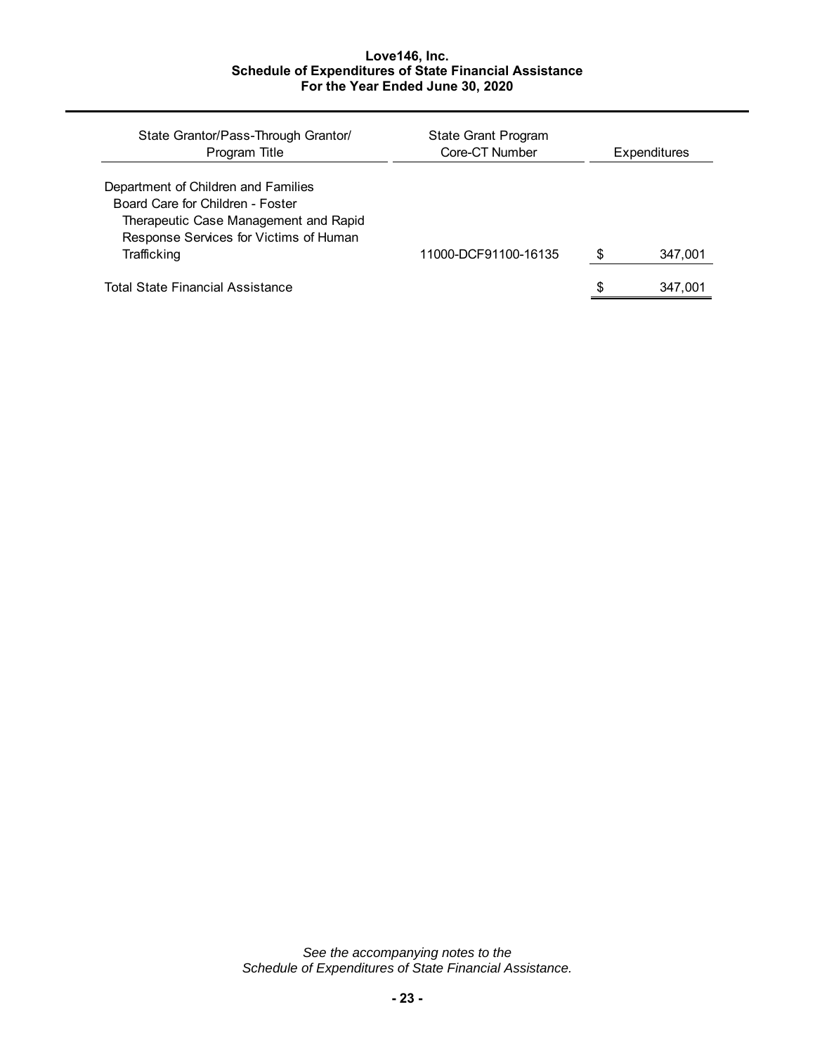**Love146, Inc.**
**Schedule of Expenditures of State Financial Assistance**
**For the Year Ended June 30, 2020**

| State Grantor/Pass-Through Grantor/ Program Title | State Grant Program Core-CT Number | Expenditures |
|---|---|---|
| Department of Children and Families | | |
| Board Care for Children - Foster | | |
| Therapeutic Case Management and Rapid Response Services for Victims of Human Trafficking | 11000-DCF91100-16135 | $ 347,001 |
| Total State Financial Assistance | | $ 347,001 |

*See the accompanying notes to the Schedule of Expenditures of State Financial Assistance.*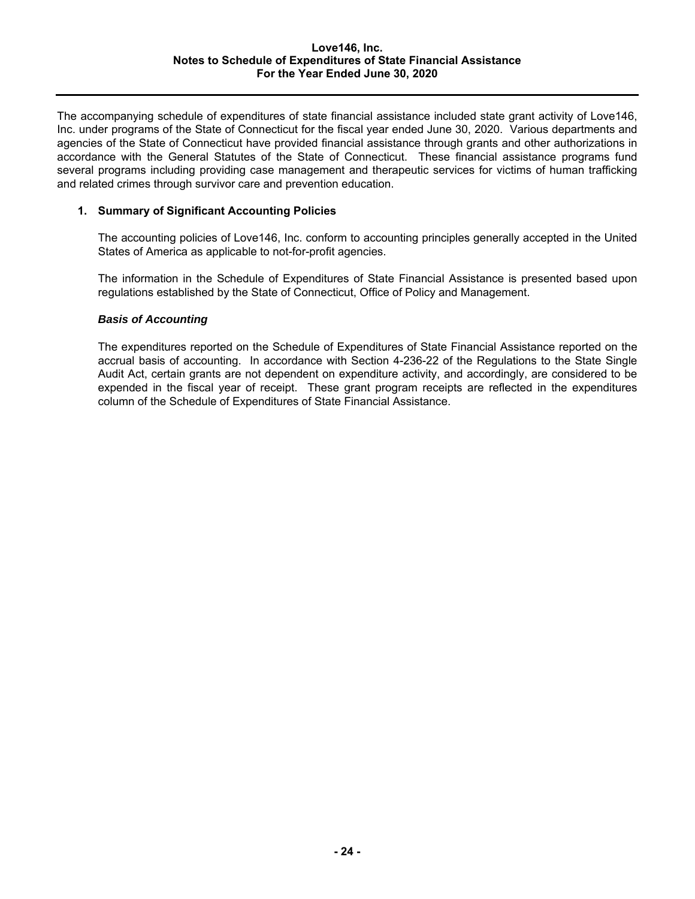**Love146, Inc.**
**Notes to Schedule of Expenditures of State Financial Assistance**
**For the Year Ended June 30, 2020**

The accompanying schedule of expenditures of state financial assistance included state grant activity of Love146, Inc. under programs of the State of Connecticut for the fiscal year ended June 30, 2020. Various departments and agencies of the State of Connecticut have provided financial assistance through grants and other authorizations in accordance with the General Statutes of the State of Connecticut. These financial assistance programs fund several programs including providing case management and therapeutic services for victims of human trafficking and related crimes through survivor care and prevention education.

## 1. Summary of Significant Accounting Policies

The accounting policies of Love146, Inc. conform to accounting principles generally accepted in the United States of America as applicable to not-for-profit agencies.

The information in the Schedule of Expenditures of State Financial Assistance is presented based upon regulations established by the State of Connecticut, Office of Policy and Management.

### *Basis of Accounting*

The expenditures reported on the Schedule of Expenditures of State Financial Assistance reported on the accrual basis of accounting. In accordance with Section 4-236-22 of the Regulations to the State Single Audit Act, certain grants are not dependent on expenditure activity, and accordingly, are considered to be expended in the fiscal year of receipt. These grant program receipts are reflected in the expenditures column of the Schedule of Expenditures of State Financial Assistance.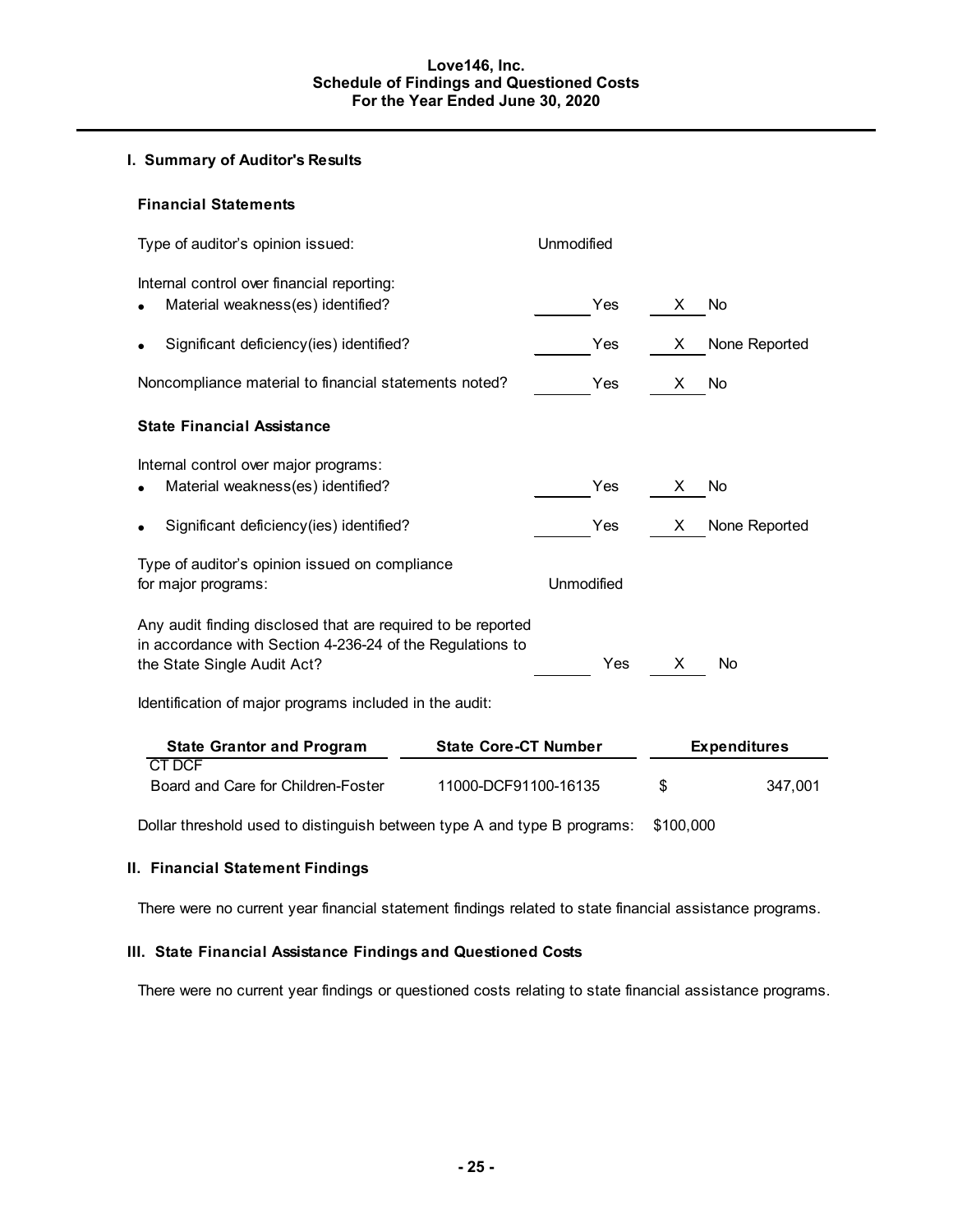**Love146, Inc.**
**Schedule of Findings and Questioned Costs**
**For the Year Ended June 30, 2020**

## I. Summary of Auditor's Results

### Financial Statements

| | | |
|---|---|---|
| Type of auditor's opinion issued: | Unmodified | |
| Internal control over financial reporting: | | |
| • Material weakness(es) identified? | ______ Yes | X No |
| • Significant deficiency(ies) identified? | ______ Yes | X None Reported |
| Noncompliance material to financial statements noted? | ______ Yes | X No |

### State Financial Assistance

| | | |
|---|---|---|
| Internal control over major programs: | | |
| • Material weakness(es) identified? | ______ Yes | X No |
| • Significant deficiency(ies) identified? | ______ Yes | X None Reported |
| Type of auditor's opinion issued on compliance for major programs: | Unmodified | |
| Any audit finding disclosed that are required to be reported in accordance with Section 4-236-24 of the Regulations to the State Single Audit Act? | ______ Yes | X No |

Identification of major programs included in the audit:

| State Grantor and Program | State Core-CT Number | Expenditures |
|---|---|---|
| CT DCF | | |
| Board and Care for Children-Foster | 11000-DCF91100-16135 | $ 347,001 |

Dollar threshold used to distinguish between type A and type B programs: $100,000

## II. Financial Statement Findings

There were no current year financial statement findings related to state financial assistance programs.

## III. State Financial Assistance Findings and Questioned Costs

There were no current year findings or questioned costs relating to state financial assistance programs.